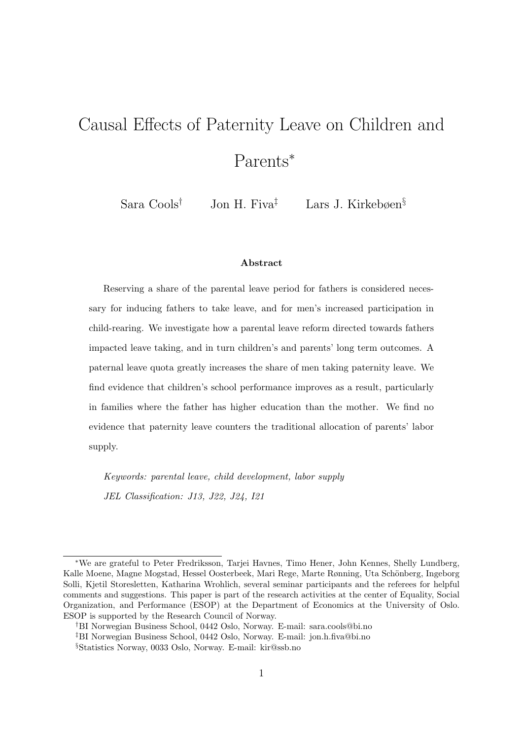# Causal Effects of Paternity Leave on Children and Parents*

Sara Cools[†] Jon H. Fiva[‡] Lars J. Kirkebøen[§]

### Abstract

Reserving a share of the parental leave period for fathers is considered necessary for inducing fathers to take leave, and for men's increased participation in child-rearing. We investigate how a parental leave reform directed towards fathers impacted leave taking, and in turn children's and parents' long term outcomes. A paternal leave quota greatly increases the share of men taking paternity leave. We find evidence that children's school performance improves as a result, particularly in families where the father has higher education than the mother. We find no evidence that paternity leave counters the traditional allocation of parents' labor supply.

*Keywords: parental leave, child development, labor supply*

*JEL Classification: J13, J22, J24, I21*

---

*We are grateful to Peter Fredriksson, Tarjei Havnes, Timo Hener, John Kennes, Shelly Lundberg, Kalle Moene, Magne Mogstad, Hessel Oosterbeek, Mari Rege, Marte Rønning, Uta Schönberg, Ingeborg Solli, Kjetil Storesletten, Katharina Wrohlich, several seminar participants and the referees for helpful comments and suggestions. This paper is part of the research activities at the center of Equality, Social Organization, and Performance (ESOP) at the Department of Economics at the University of Oslo. ESOP is supported by the Research Council of Norway.

[†]BI Norwegian Business School, 0442 Oslo, Norway. E-mail: sara.cools@bi.no

[‡]BI Norwegian Business School, 0442 Oslo, Norway. E-mail: jon.h.fiva@bi.no

[§]Statistics Norway, 0033 Oslo, Norway. E-mail: kir@ssb.no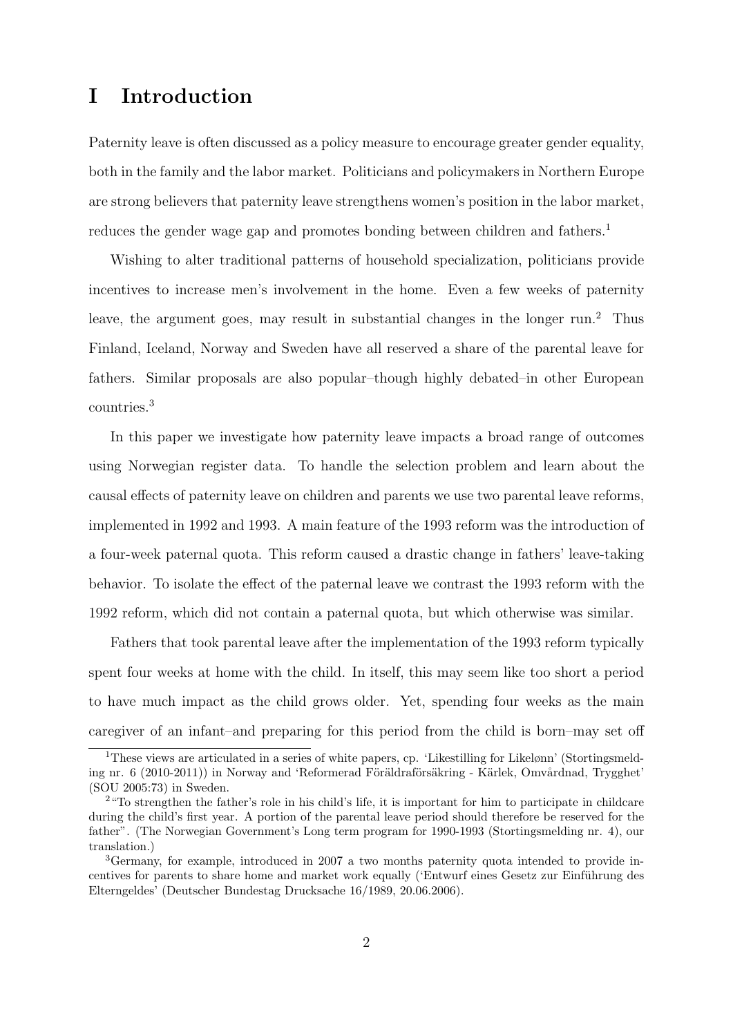# I Introduction

Paternity leave is often discussed as a policy measure to encourage greater gender equality, both in the family and the labor market. Politicians and policymakers in Northern Europe are strong believers that paternity leave strengthens women's position in the labor market, reduces the gender wage gap and promotes bonding between children and fathers.[1]

Wishing to alter traditional patterns of household specialization, politicians provide incentives to increase men's involvement in the home. Even a few weeks of paternity leave, the argument goes, may result in substantial changes in the longer run.[2] Thus Finland, Iceland, Norway and Sweden have all reserved a share of the parental leave for fathers. Similar proposals are also popular–though highly debated–in other European countries.[3]

In this paper we investigate how paternity leave impacts a broad range of outcomes using Norwegian register data. To handle the selection problem and learn about the causal effects of paternity leave on children and parents we use two parental leave reforms, implemented in 1992 and 1993. A main feature of the 1993 reform was the introduction of a four-week paternal quota. This reform caused a drastic change in fathers' leave-taking behavior. To isolate the effect of the paternal leave we contrast the 1993 reform with the 1992 reform, which did not contain a paternal quota, but which otherwise was similar.

Fathers that took parental leave after the implementation of the 1993 reform typically spent four weeks at home with the child. In itself, this may seem like too short a period to have much impact as the child grows older. Yet, spending four weeks as the main caregiver of an infant–and preparing for this period from the child is born–may set off

---

[1] These views are articulated in a series of white papers, cp. 'Likestilling for Likelønn' (Stortingsmelding nr. 6 (2010-2011)) in Norway and 'Reformerad Föräldraförsäkring - Kärlek, Omvårdnad, Trygghet' (SOU 2005:73) in Sweden.

[2] "To strengthen the father's role in his child's life, it is important for him to participate in childcare during the child's first year. A portion of the parental leave period should therefore be reserved for the father". (The Norwegian Government's Long term program for 1990-1993 (Stortingsmelding nr. 4), our translation.)

[3] Germany, for example, introduced in 2007 a two months paternity quota intended to provide incentives for parents to share home and market work equally ('Entwurf eines Gesetz zur Einführung des Elterngeldes' (Deutscher Bundestag Drucksache 16/1989, 20.06.2006).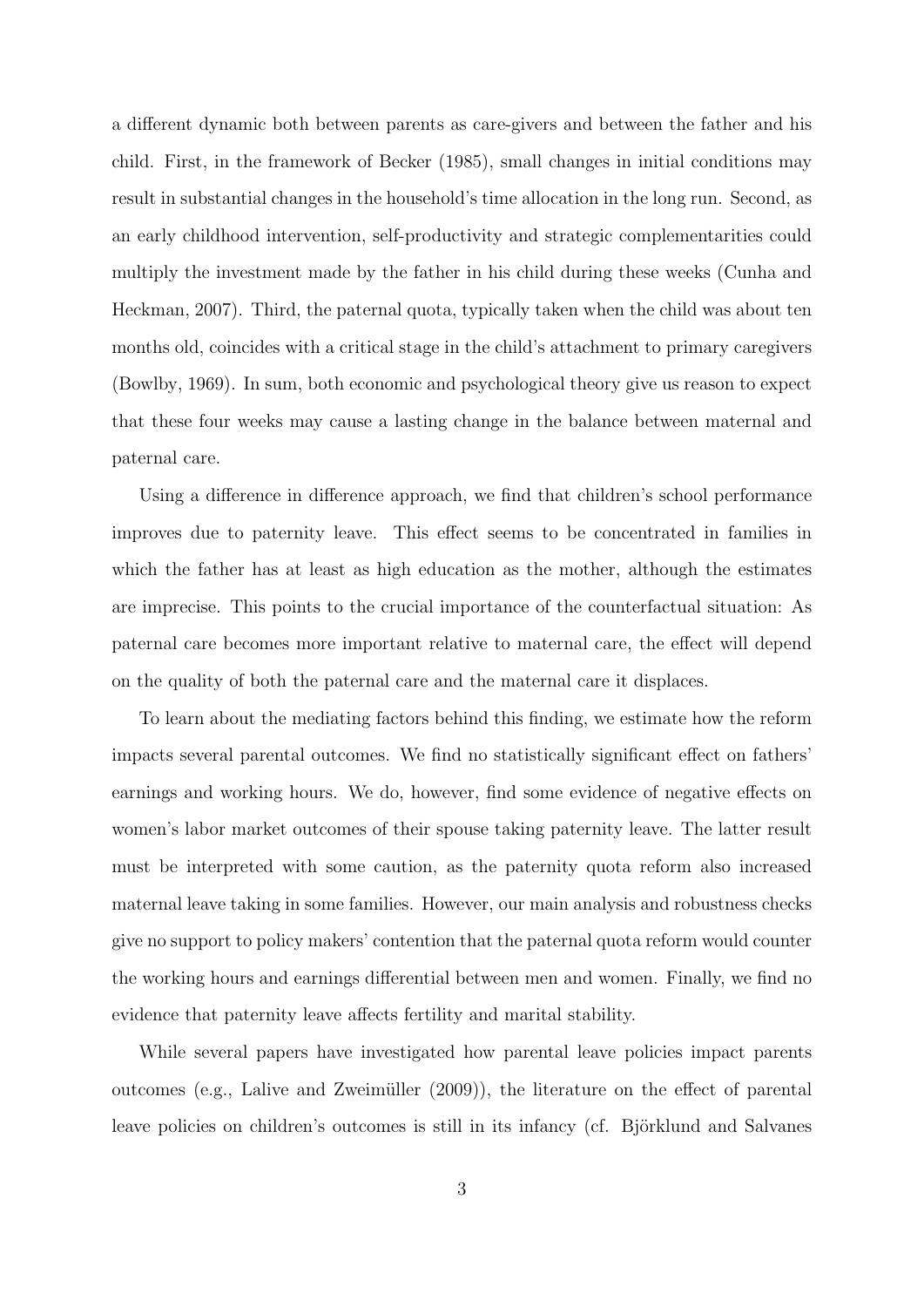a different dynamic both between parents as care-givers and between the father and his child. First, in the framework of Becker (1985), small changes in initial conditions may result in substantial changes in the household's time allocation in the long run. Second, as an early childhood intervention, self-productivity and strategic complementarities could multiply the investment made by the father in his child during these weeks (Cunha and Heckman, 2007). Third, the paternal quota, typically taken when the child was about ten months old, coincides with a critical stage in the child's attachment to primary caregivers (Bowlby, 1969). In sum, both economic and psychological theory give us reason to expect that these four weeks may cause a lasting change in the balance between maternal and paternal care.

Using a difference in difference approach, we find that children's school performance improves due to paternity leave. This effect seems to be concentrated in families in which the father has at least as high education as the mother, although the estimates are imprecise. This points to the crucial importance of the counterfactual situation: As paternal care becomes more important relative to maternal care, the effect will depend on the quality of both the paternal care and the maternal care it displaces.

To learn about the mediating factors behind this finding, we estimate how the reform impacts several parental outcomes. We find no statistically significant effect on fathers' earnings and working hours. We do, however, find some evidence of negative effects on women's labor market outcomes of their spouse taking paternity leave. The latter result must be interpreted with some caution, as the paternity quota reform also increased maternal leave taking in some families. However, our main analysis and robustness checks give no support to policy makers' contention that the paternal quota reform would counter the working hours and earnings differential between men and women. Finally, we find no evidence that paternity leave affects fertility and marital stability.

While several papers have investigated how parental leave policies impact parents outcomes (e.g., Lalive and Zweimüller (2009)), the literature on the effect of parental leave policies on children's outcomes is still in its infancy (cf. Björklund and Salvanes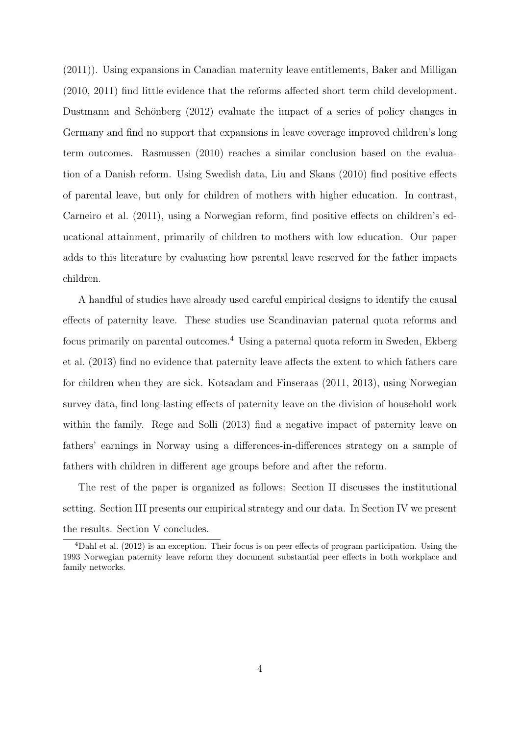(2011)). Using expansions in Canadian maternity leave entitlements, Baker and Milligan (2010, 2011) find little evidence that the reforms affected short term child development. Dustmann and Schönberg (2012) evaluate the impact of a series of policy changes in Germany and find no support that expansions in leave coverage improved children's long term outcomes. Rasmussen (2010) reaches a similar conclusion based on the evaluation of a Danish reform. Using Swedish data, Liu and Skans (2010) find positive effects of parental leave, but only for children of mothers with higher education. In contrast, Carneiro et al. (2011), using a Norwegian reform, find positive effects on children's educational attainment, primarily of children to mothers with low education. Our paper adds to this literature by evaluating how parental leave reserved for the father impacts children.

A handful of studies have already used careful empirical designs to identify the causal effects of paternity leave. These studies use Scandinavian paternal quota reforms and focus primarily on parental outcomes.[4] Using a paternal quota reform in Sweden, Ekberg et al. (2013) find no evidence that paternity leave affects the extent to which fathers care for children when they are sick. Kotsadam and Finseraas (2011, 2013), using Norwegian survey data, find long-lasting effects of paternity leave on the division of household work within the family. Rege and Solli (2013) find a negative impact of paternity leave on fathers' earnings in Norway using a differences-in-differences strategy on a sample of fathers with children in different age groups before and after the reform.

The rest of the paper is organized as follows: Section II discusses the institutional setting. Section III presents our empirical strategy and our data. In Section IV we present the results. Section V concludes.

[4] Dahl et al. (2012) is an exception. Their focus is on peer effects of program participation. Using the 1993 Norwegian paternity leave reform they document substantial peer effects in both workplace and family networks.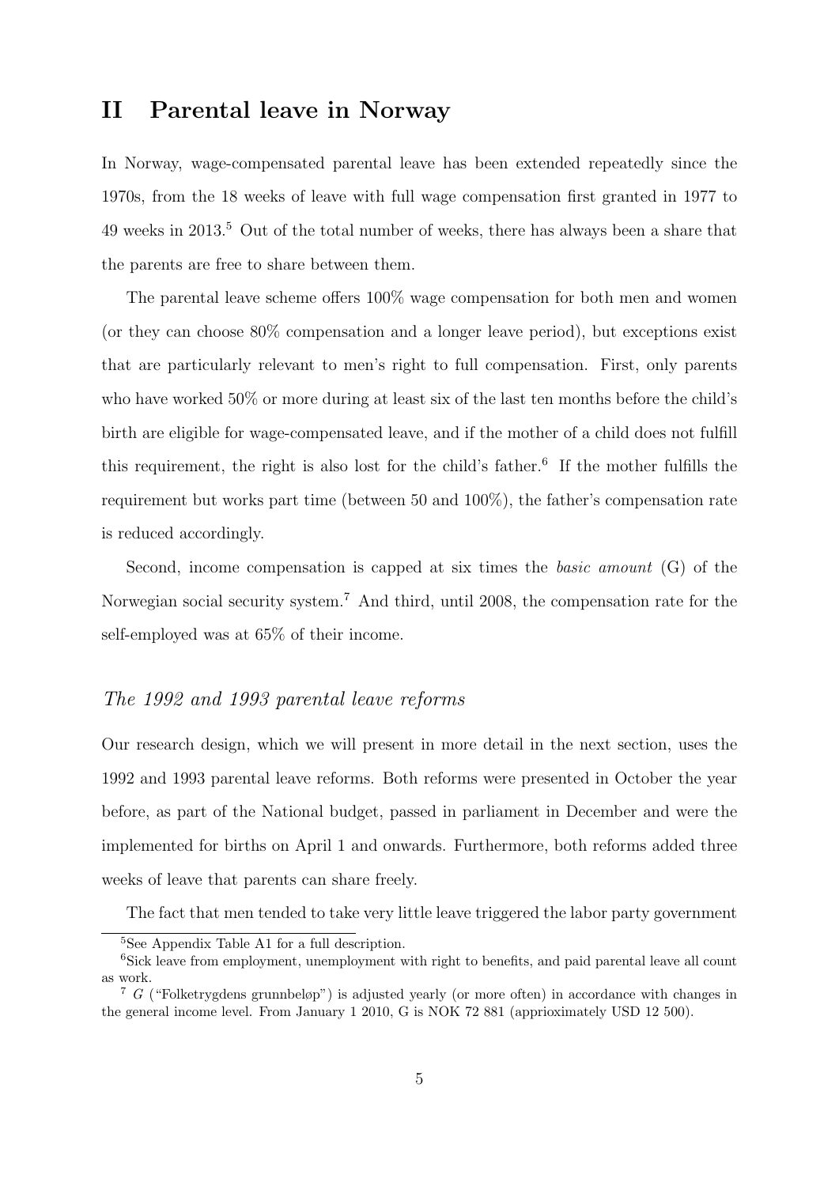## II Parental leave in Norway

In Norway, wage-compensated parental leave has been extended repeatedly since the 1970s, from the 18 weeks of leave with full wage compensation first granted in 1977 to 49 weeks in 2013.[5] Out of the total number of weeks, there has always been a share that the parents are free to share between them.

The parental leave scheme offers 100% wage compensation for both men and women (or they can choose 80% compensation and a longer leave period), but exceptions exist that are particularly relevant to men's right to full compensation. First, only parents who have worked 50% or more during at least six of the last ten months before the child's birth are eligible for wage-compensated leave, and if the mother of a child does not fulfill this requirement, the right is also lost for the child's father.[6] If the mother fulfills the requirement but works part time (between 50 and 100%), the father's compensation rate is reduced accordingly.

Second, income compensation is capped at six times the *basic amount* (G) of the Norwegian social security system.[7] And third, until 2008, the compensation rate for the self-employed was at 65% of their income.

### *The 1992 and 1993 parental leave reforms*

Our research design, which we will present in more detail in the next section, uses the 1992 and 1993 parental leave reforms. Both reforms were presented in October the year before, as part of the National budget, passed in parliament in December and were the implemented for births on April 1 and onwards. Furthermore, both reforms added three weeks of leave that parents can share freely.

The fact that men tended to take very little leave triggered the labor party government

---

[5] See Appendix Table A1 for a full description.

[6] Sick leave from employment, unemployment with right to benefits, and paid parental leave all count as work.

[7] *G* ("Folketrygdens grunnbeløp") is adjusted yearly (or more often) in accordance with changes in the general income level. From January 1 2010, G is NOK 72 881 (apprioximately USD 12 500).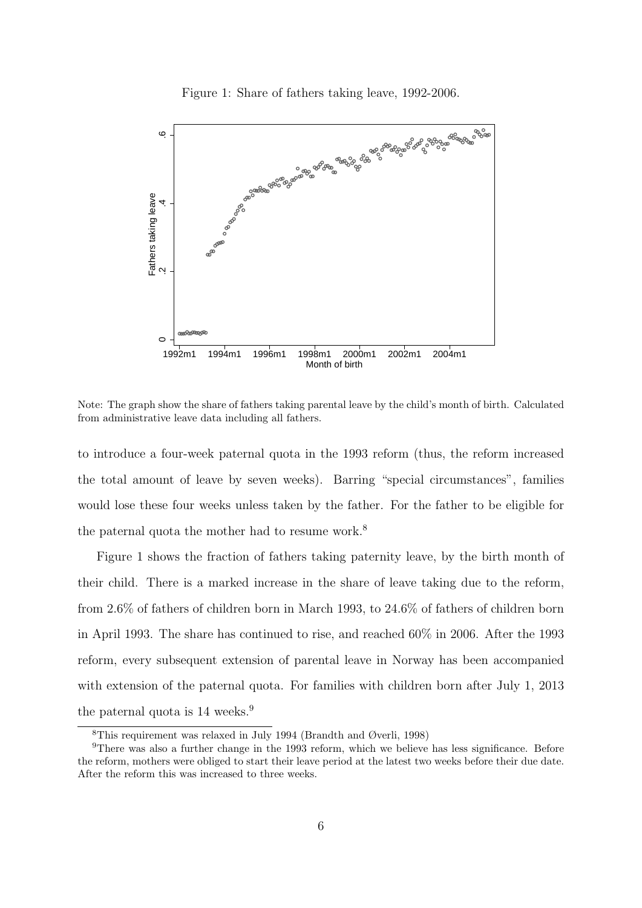Figure 1: Share of fathers taking leave, 1992-2006.

Note: The graph show the share of fathers taking parental leave by the child's month of birth. Calculated from administrative leave data including all fathers.

to introduce a four-week paternal quota in the 1993 reform (thus, the reform increased the total amount of leave by seven weeks). Barring "special circumstances", families would lose these four weeks unless taken by the father. For the father to be eligible for the paternal quota the mother had to resume work.[8]

Figure 1 shows the fraction of fathers taking paternity leave, by the birth month of their child. There is a marked increase in the share of leave taking due to the reform, from 2.6% of fathers of children born in March 1993, to 24.6% of fathers of children born in April 1993. The share has continued to rise, and reached 60% in 2006. After the 1993 reform, every subsequent extension of parental leave in Norway has been accompanied with extension of the paternal quota. For families with children born after July 1, 2013 the paternal quota is 14 weeks.[9]

---

[8] This requirement was relaxed in July 1994 (Brandth and Øverli, 1998)

[9] There was also a further change in the 1993 reform, which we believe has less significance. Before the reform, mothers were obliged to start their leave period at the latest two weeks before their due date. After the reform this was increased to three weeks.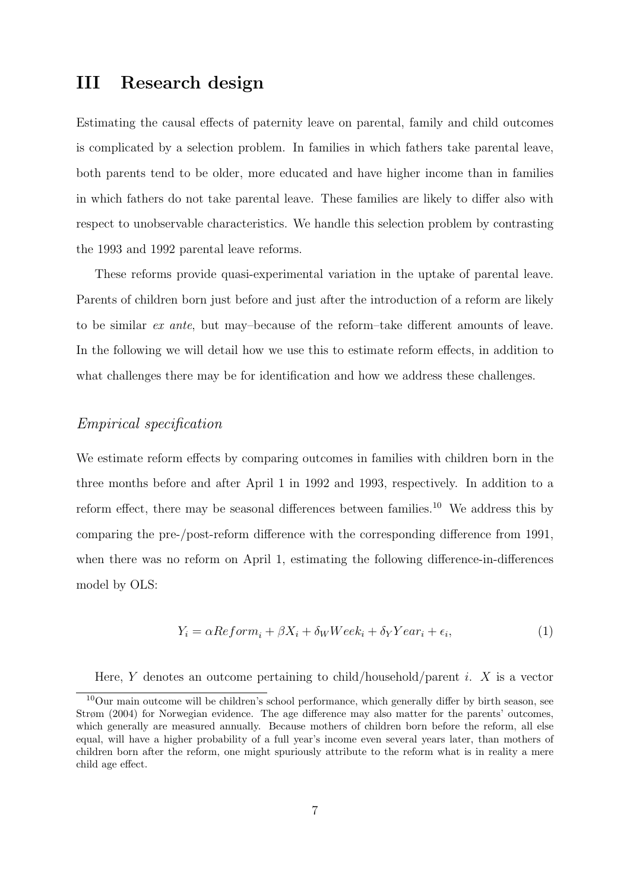# III Research design

Estimating the causal effects of paternity leave on parental, family and child outcomes is complicated by a selection problem. In families in which fathers take parental leave, both parents tend to be older, more educated and have higher income than in families in which fathers do not take parental leave. These families are likely to differ also with respect to unobservable characteristics. We handle this selection problem by contrasting the 1993 and 1992 parental leave reforms.

These reforms provide quasi-experimental variation in the uptake of parental leave. Parents of children born just before and just after the introduction of a reform are likely to be similar *ex ante*, but may–because of the reform–take different amounts of leave. In the following we will detail how we use this to estimate reform effects, in addition to what challenges there may be for identification and how we address these challenges.

### *Empirical specification*

We estimate reform effects by comparing outcomes in families with children born in the three months before and after April 1 in 1992 and 1993, respectively. In addition to a reform effect, there may be seasonal differences between families.[10] We address this by comparing the pre-/post-reform difference with the corresponding difference from 1991, when there was no reform on April 1, estimating the following difference-in-differences model by OLS:

$$Y_i = \alpha Reform_i + \beta X_i + \delta_W Week_i + \delta_Y Year_i + \epsilon_i, \tag{1}$$

Here, $Y$ denotes an outcome pertaining to child/household/parent $i$. $X$ is a vector

[10] Our main outcome will be children's school performance, which generally differ by birth season, see Strøm (2004) for Norwegian evidence. The age difference may also matter for the parents' outcomes, which generally are measured annually. Because mothers of children born before the reform, all else equal, will have a higher probability of a full year's income even several years later, than mothers of children born after the reform, one might spuriously attribute to the reform what is in reality a mere child age effect.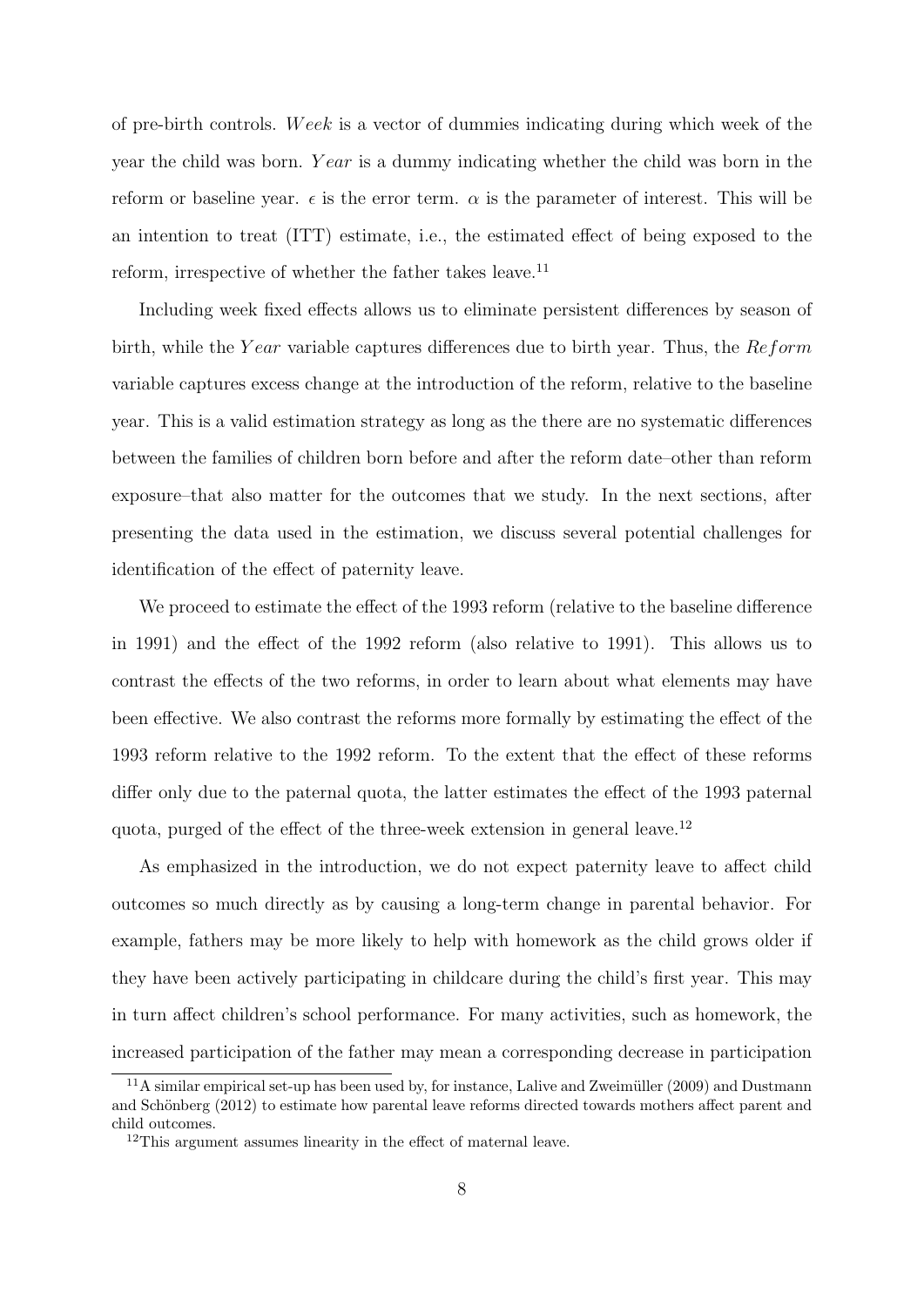of pre-birth controls. $Week$ is a vector of dummies indicating during which week of the year the child was born. $Year$ is a dummy indicating whether the child was born in the reform or baseline year. $\epsilon$ is the error term. $\alpha$ is the parameter of interest. This will be an intention to treat (ITT) estimate, i.e., the estimated effect of being exposed to the reform, irrespective of whether the father takes leave.[11]

Including week fixed effects allows us to eliminate persistent differences by season of birth, while the $Year$ variable captures differences due to birth year. Thus, the $Reform$ variable captures excess change at the introduction of the reform, relative to the baseline year. This is a valid estimation strategy as long as the there are no systematic differences between the families of children born before and after the reform date–other than reform exposure–that also matter for the outcomes that we study. In the next sections, after presenting the data used in the estimation, we discuss several potential challenges for identification of the effect of paternity leave.

We proceed to estimate the effect of the 1993 reform (relative to the baseline difference in 1991) and the effect of the 1992 reform (also relative to 1991). This allows us to contrast the effects of the two reforms, in order to learn about what elements may have been effective. We also contrast the reforms more formally by estimating the effect of the 1993 reform relative to the 1992 reform. To the extent that the effect of these reforms differ only due to the paternal quota, the latter estimates the effect of the 1993 paternal quota, purged of the effect of the three-week extension in general leave.[12]

As emphasized in the introduction, we do not expect paternity leave to affect child outcomes so much directly as by causing a long-term change in parental behavior. For example, fathers may be more likely to help with homework as the child grows older if they have been actively participating in childcare during the child's first year. This may in turn affect children's school performance. For many activities, such as homework, the increased participation of the father may mean a corresponding decrease in participation

[11] A similar empirical set-up has been used by, for instance, Lalive and Zweimüller (2009) and Dustmann and Schönberg (2012) to estimate how parental leave reforms directed towards mothers affect parent and child outcomes.

[12] This argument assumes linearity in the effect of maternal leave.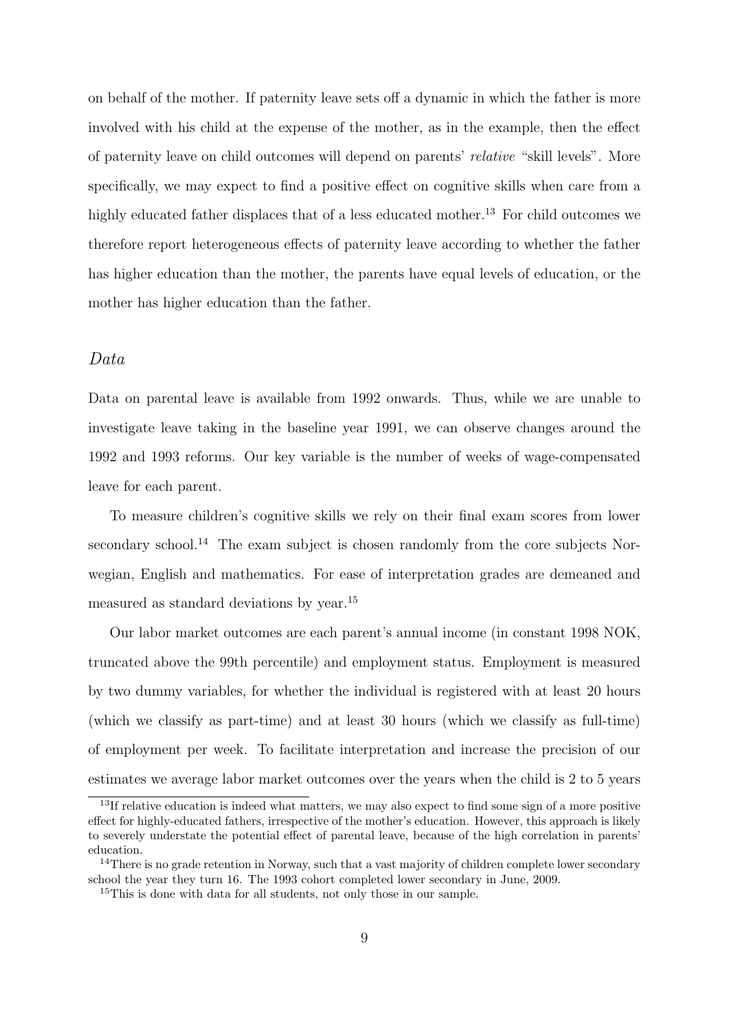on behalf of the mother. If paternity leave sets off a dynamic in which the father is more involved with his child at the expense of the mother, as in the example, then the effect of paternity leave on child outcomes will depend on parents' *relative* "skill levels". More specifically, we may expect to find a positive effect on cognitive skills when care from a highly educated father displaces that of a less educated mother.[13] For child outcomes we therefore report heterogeneous effects of paternity leave according to whether the father has higher education than the mother, the parents have equal levels of education, or the mother has higher education than the father.

### *Data*

Data on parental leave is available from 1992 onwards. Thus, while we are unable to investigate leave taking in the baseline year 1991, we can observe changes around the 1992 and 1993 reforms. Our key variable is the number of weeks of wage-compensated leave for each parent.

To measure children's cognitive skills we rely on their final exam scores from lower secondary school.[14] The exam subject is chosen randomly from the core subjects Norwegian, English and mathematics. For ease of interpretation grades are demeaned and measured as standard deviations by year.[15]

Our labor market outcomes are each parent's annual income (in constant 1998 NOK, truncated above the 99th percentile) and employment status. Employment is measured by two dummy variables, for whether the individual is registered with at least 20 hours (which we classify as part-time) and at least 30 hours (which we classify as full-time) of employment per week. To facilitate interpretation and increase the precision of our estimates we average labor market outcomes over the years when the child is 2 to 5 years

[13] If relative education is indeed what matters, we may also expect to find some sign of a more positive effect for highly-educated fathers, irrespective of the mother's education. However, this approach is likely to severely understate the potential effect of parental leave, because of the high correlation in parents' education.

[14] There is no grade retention in Norway, such that a vast majority of children complete lower secondary school the year they turn 16. The 1993 cohort completed lower secondary in June, 2009.

[15] This is done with data for all students, not only those in our sample.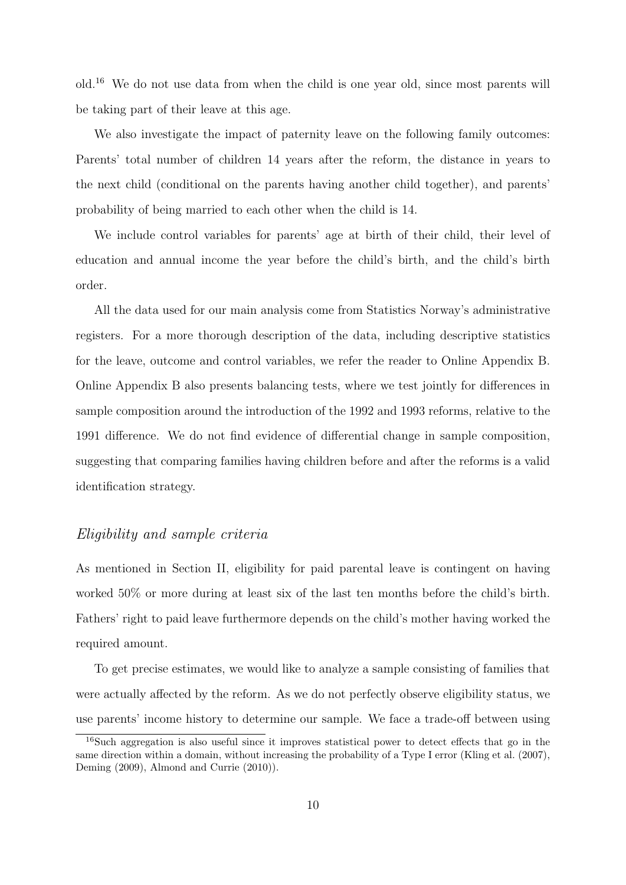old.[16] We do not use data from when the child is one year old, since most parents will be taking part of their leave at this age.

We also investigate the impact of paternity leave on the following family outcomes: Parents' total number of children 14 years after the reform, the distance in years to the next child (conditional on the parents having another child together), and parents' probability of being married to each other when the child is 14.

We include control variables for parents' age at birth of their child, their level of education and annual income the year before the child's birth, and the child's birth order.

All the data used for our main analysis come from Statistics Norway's administrative registers. For a more thorough description of the data, including descriptive statistics for the leave, outcome and control variables, we refer the reader to Online Appendix B. Online Appendix B also presents balancing tests, where we test jointly for differences in sample composition around the introduction of the 1992 and 1993 reforms, relative to the 1991 difference. We do not find evidence of differential change in sample composition, suggesting that comparing families having children before and after the reforms is a valid identification strategy.

### *Eligibility and sample criteria*

As mentioned in Section II, eligibility for paid parental leave is contingent on having worked 50% or more during at least six of the last ten months before the child's birth. Fathers' right to paid leave furthermore depends on the child's mother having worked the required amount.

To get precise estimates, we would like to analyze a sample consisting of families that were actually affected by the reform. As we do not perfectly observe eligibility status, we use parents' income history to determine our sample. We face a trade-off between using

[16] Such aggregation is also useful since it improves statistical power to detect effects that go in the same direction within a domain, without increasing the probability of a Type I error (Kling et al. (2007), Deming (2009), Almond and Currie (2010)).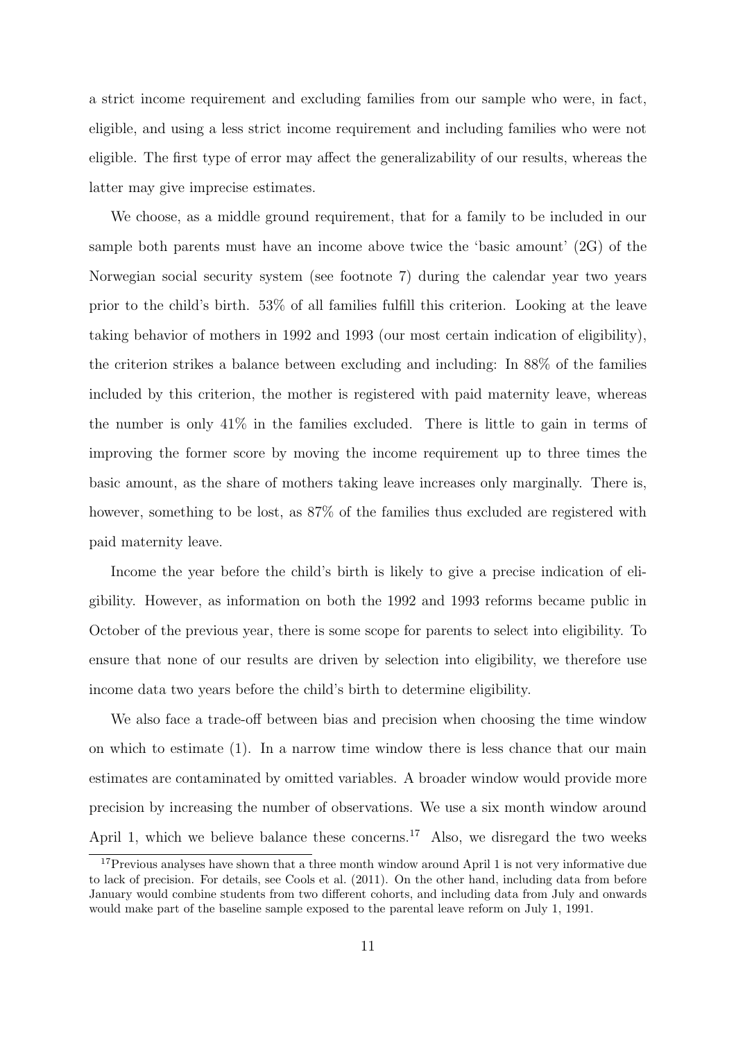a strict income requirement and excluding families from our sample who were, in fact, eligible, and using a less strict income requirement and including families who were not eligible. The first type of error may affect the generalizability of our results, whereas the latter may give imprecise estimates.

We choose, as a middle ground requirement, that for a family to be included in our sample both parents must have an income above twice the 'basic amount' (2G) of the Norwegian social security system (see footnote 7) during the calendar year two years prior to the child's birth. 53% of all families fulfill this criterion. Looking at the leave taking behavior of mothers in 1992 and 1993 (our most certain indication of eligibility), the criterion strikes a balance between excluding and including: In 88% of the families included by this criterion, the mother is registered with paid maternity leave, whereas the number is only 41% in the families excluded. There is little to gain in terms of improving the former score by moving the income requirement up to three times the basic amount, as the share of mothers taking leave increases only marginally. There is, however, something to be lost, as 87% of the families thus excluded are registered with paid maternity leave.

Income the year before the child's birth is likely to give a precise indication of eligibility. However, as information on both the 1992 and 1993 reforms became public in October of the previous year, there is some scope for parents to select into eligibility. To ensure that none of our results are driven by selection into eligibility, we therefore use income data two years before the child's birth to determine eligibility.

We also face a trade-off between bias and precision when choosing the time window on which to estimate (1). In a narrow time window there is less chance that our main estimates are contaminated by omitted variables. A broader window would provide more precision by increasing the number of observations. We use a six month window around April 1, which we believe balance these concerns.[17] Also, we disregard the two weeks

[17] Previous analyses have shown that a three month window around April 1 is not very informative due to lack of precision. For details, see Cools et al. (2011). On the other hand, including data from before January would combine students from two different cohorts, and including data from July and onwards would make part of the baseline sample exposed to the parental leave reform on July 1, 1991.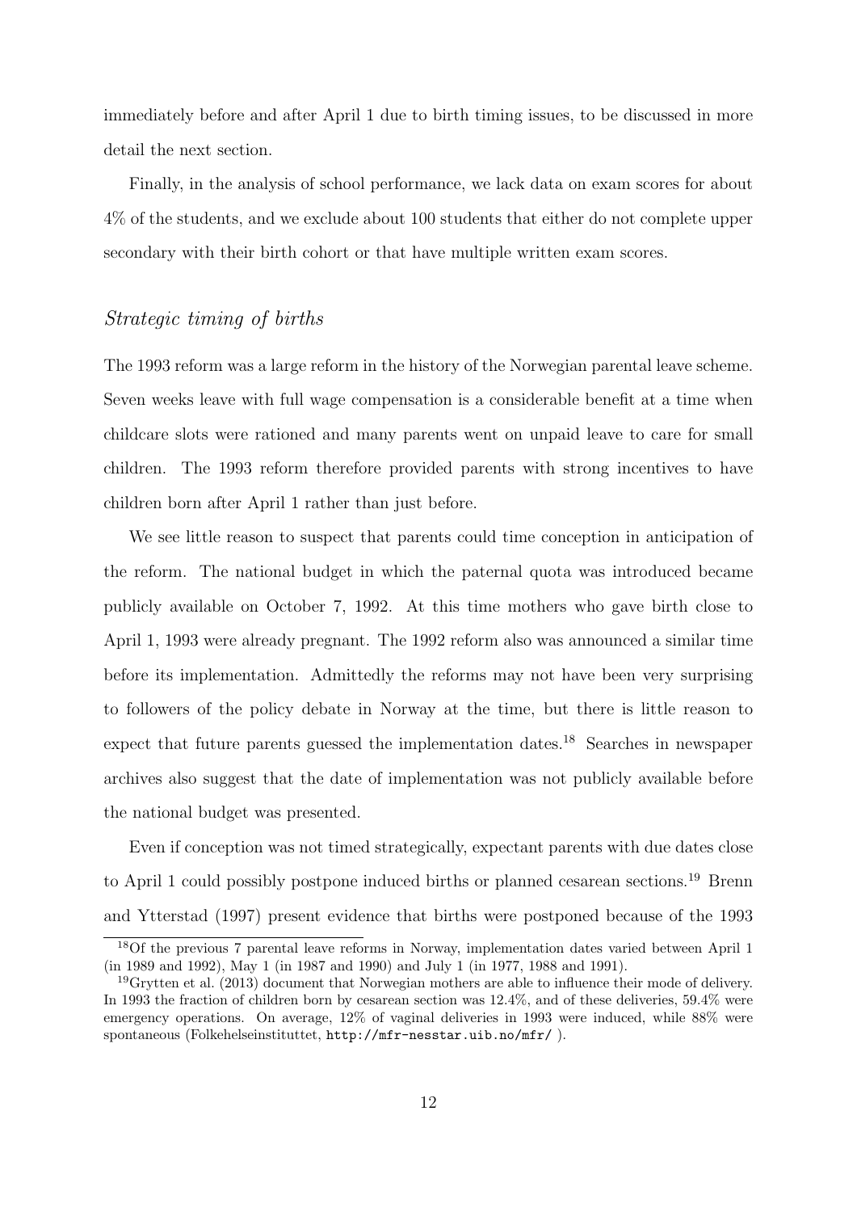immediately before and after April 1 due to birth timing issues, to be discussed in more detail the next section.

Finally, in the analysis of school performance, we lack data on exam scores for about 4% of the students, and we exclude about 100 students that either do not complete upper secondary with their birth cohort or that have multiple written exam scores.

### *Strategic timing of births*

The 1993 reform was a large reform in the history of the Norwegian parental leave scheme. Seven weeks leave with full wage compensation is a considerable benefit at a time when childcare slots were rationed and many parents went on unpaid leave to care for small children. The 1993 reform therefore provided parents with strong incentives to have children born after April 1 rather than just before.

We see little reason to suspect that parents could time conception in anticipation of the reform. The national budget in which the paternal quota was introduced became publicly available on October 7, 1992. At this time mothers who gave birth close to April 1, 1993 were already pregnant. The 1992 reform also was announced a similar time before its implementation. Admittedly the reforms may not have been very surprising to followers of the policy debate in Norway at the time, but there is little reason to expect that future parents guessed the implementation dates.[18] Searches in newspaper archives also suggest that the date of implementation was not publicly available before the national budget was presented.

Even if conception was not timed strategically, expectant parents with due dates close to April 1 could possibly postpone induced births or planned cesarean sections.[19] Brenn and Ytterstad (1997) present evidence that births were postponed because of the 1993

[18] Of the previous 7 parental leave reforms in Norway, implementation dates varied between April 1 (in 1989 and 1992), May 1 (in 1987 and 1990) and July 1 (in 1977, 1988 and 1991).

[19] Grytten et al. (2013) document that Norwegian mothers are able to influence their mode of delivery. In 1993 the fraction of children born by cesarean section was 12.4%, and of these deliveries, 59.4% were emergency operations. On average, 12% of vaginal deliveries in 1993 were induced, while 88% were spontaneous (Folkehelseinstituttet, `http://mfr-nesstar.uib.no/mfr/` ).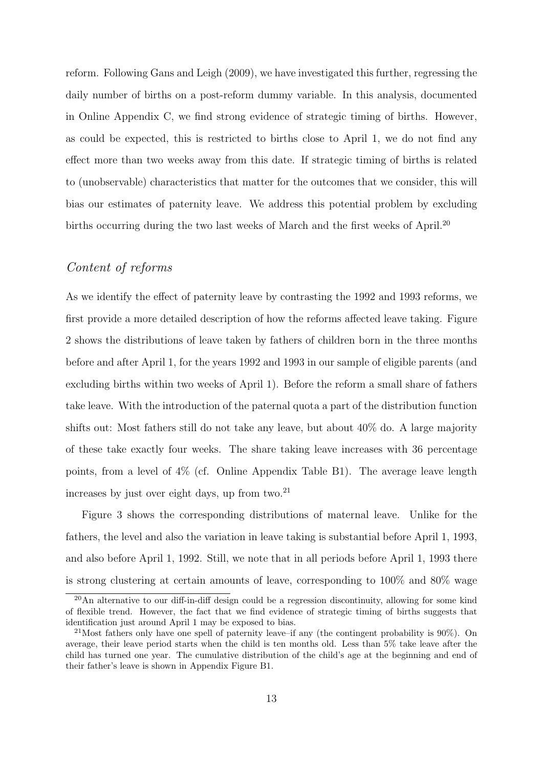reform. Following Gans and Leigh (2009), we have investigated this further, regressing the daily number of births on a post-reform dummy variable. In this analysis, documented in Online Appendix C, we find strong evidence of strategic timing of births. However, as could be expected, this is restricted to births close to April 1, we do not find any effect more than two weeks away from this date. If strategic timing of births is related to (unobservable) characteristics that matter for the outcomes that we consider, this will bias our estimates of paternity leave. We address this potential problem by excluding births occurring during the two last weeks of March and the first weeks of April.[20]

## *Content of reforms*

As we identify the effect of paternity leave by contrasting the 1992 and 1993 reforms, we first provide a more detailed description of how the reforms affected leave taking. Figure 2 shows the distributions of leave taken by fathers of children born in the three months before and after April 1, for the years 1992 and 1993 in our sample of eligible parents (and excluding births within two weeks of April 1). Before the reform a small share of fathers take leave. With the introduction of the paternal quota a part of the distribution function shifts out: Most fathers still do not take any leave, but about 40% do. A large majority of these take exactly four weeks. The share taking leave increases with 36 percentage points, from a level of 4% (cf. Online Appendix Table B1). The average leave length increases by just over eight days, up from two.[21]

Figure 3 shows the corresponding distributions of maternal leave. Unlike for the fathers, the level and also the variation in leave taking is substantial before April 1, 1993, and also before April 1, 1992. Still, we note that in all periods before April 1, 1993 there is strong clustering at certain amounts of leave, corresponding to 100% and 80% wage

[20]An alternative to our diff-in-diff design could be a regression discontinuity, allowing for some kind of flexible trend. However, the fact that we find evidence of strategic timing of births suggests that identification just around April 1 may be exposed to bias.

[21]Most fathers only have one spell of paternity leave–if any (the contingent probability is 90%). On average, their leave period starts when the child is ten months old. Less than 5% take leave after the child has turned one year. The cumulative distribution of the child's age at the beginning and end of their father's leave is shown in Appendix Figure B1.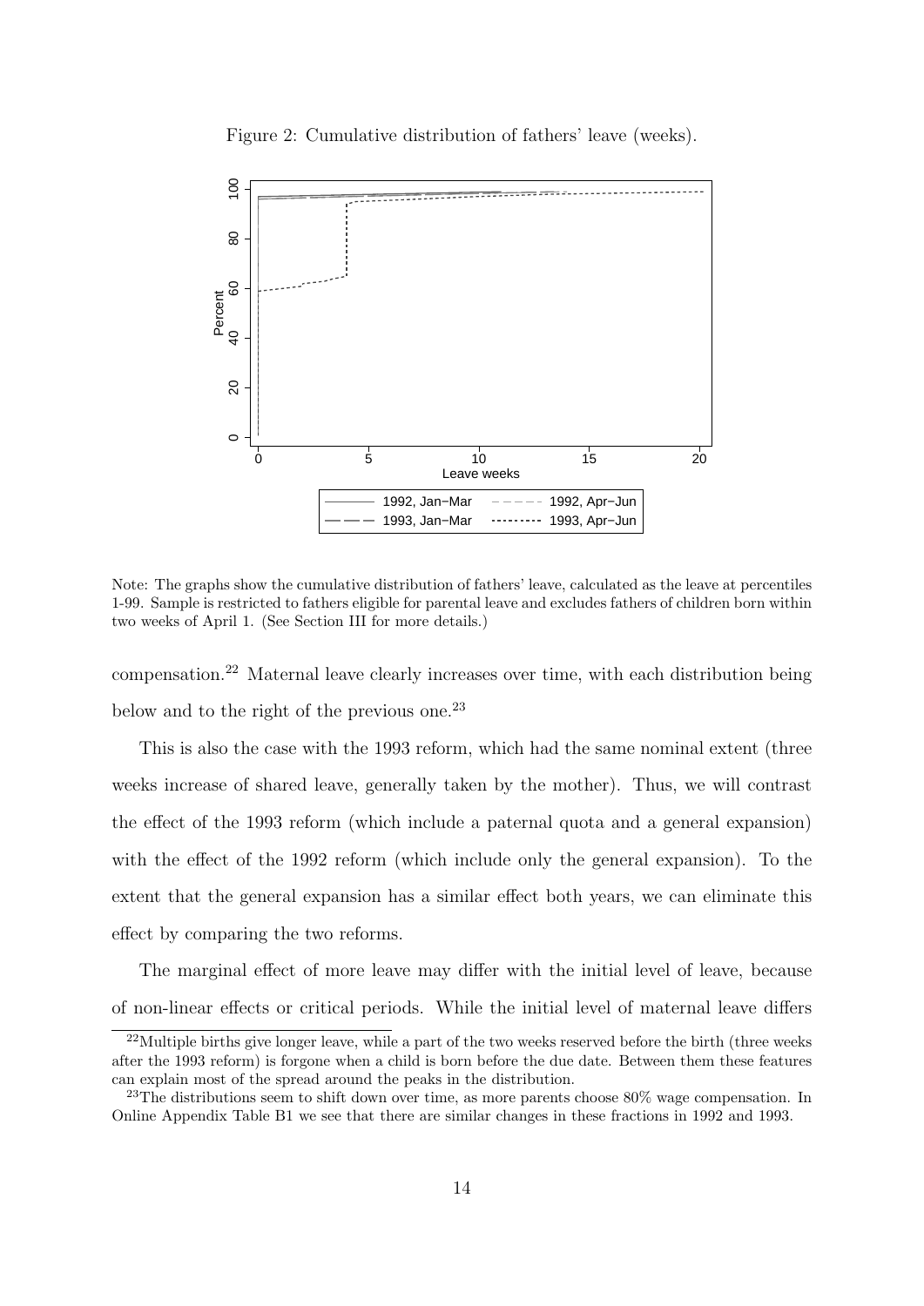Figure 2: Cumulative distribution of fathers' leave (weeks).

Note: The graphs show the cumulative distribution of fathers' leave, calculated as the leave at percentiles 1-99. Sample is restricted to fathers eligible for parental leave and excludes fathers of children born within two weeks of April 1. (See Section III for more details.)

compensation.[22] Maternal leave clearly increases over time, with each distribution being below and to the right of the previous one.[23]

This is also the case with the 1993 reform, which had the same nominal extent (three weeks increase of shared leave, generally taken by the mother). Thus, we will contrast the effect of the 1993 reform (which include a paternal quota and a general expansion) with the effect of the 1992 reform (which include only the general expansion). To the extent that the general expansion has a similar effect both years, we can eliminate this effect by comparing the two reforms.

The marginal effect of more leave may differ with the initial level of leave, because of non-linear effects or critical periods. While the initial level of maternal leave differs

[22] Multiple births give longer leave, while a part of the two weeks reserved before the birth (three weeks after the 1993 reform) is forgone when a child is born before the due date. Between them these features can explain most of the spread around the peaks in the distribution.

[23] The distributions seem to shift down over time, as more parents choose 80% wage compensation. In Online Appendix Table B1 we see that there are similar changes in these fractions in 1992 and 1993.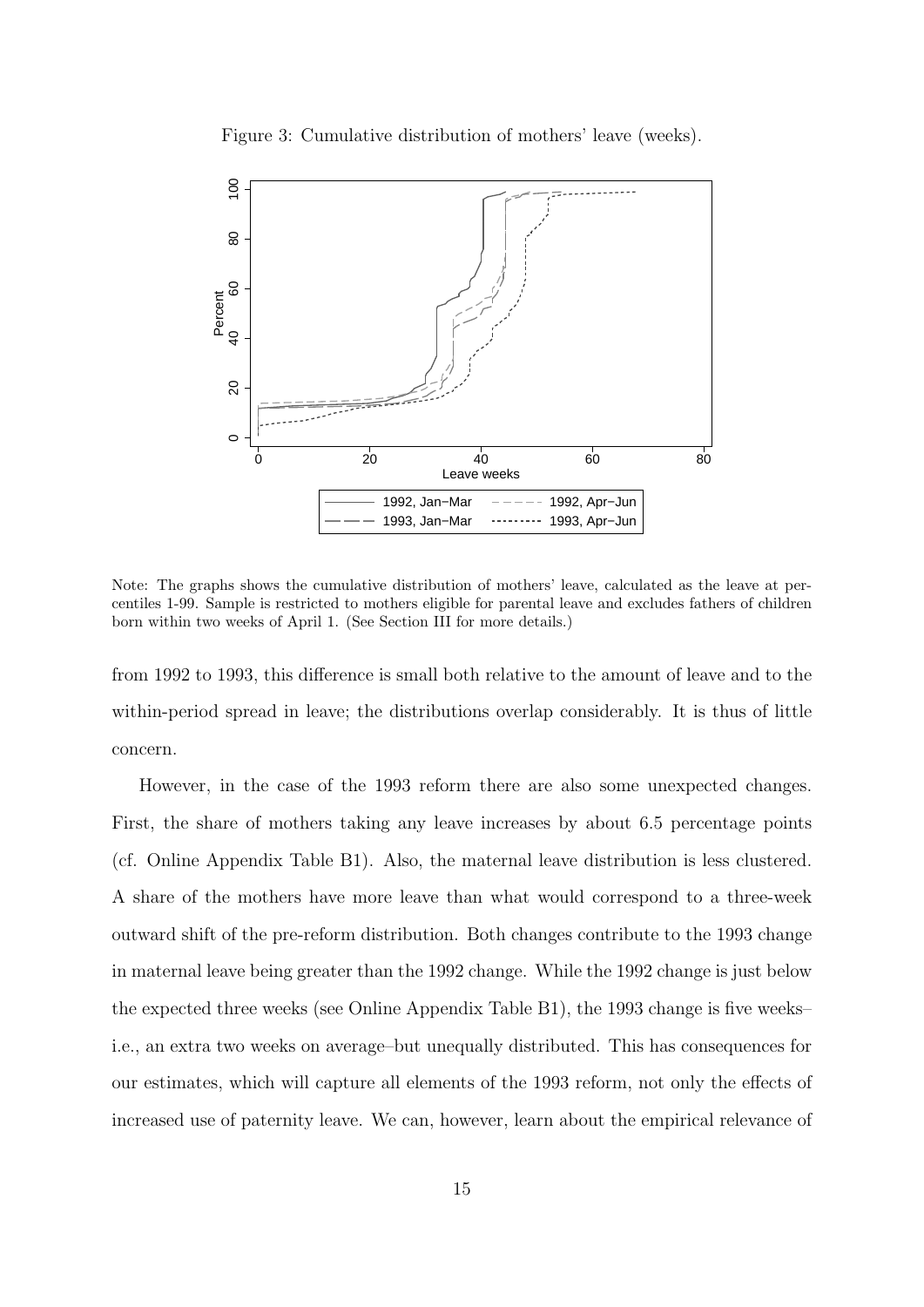Figure 3: Cumulative distribution of mothers' leave (weeks).

Note: The graphs shows the cumulative distribution of mothers' leave, calculated as the leave at percentiles 1-99. Sample is restricted to mothers eligible for parental leave and excludes fathers of children born within two weeks of April 1. (See Section III for more details.)

from 1992 to 1993, this difference is small both relative to the amount of leave and to the within-period spread in leave; the distributions overlap considerably. It is thus of little concern.

However, in the case of the 1993 reform there are also some unexpected changes. First, the share of mothers taking any leave increases by about 6.5 percentage points (cf. Online Appendix Table B1). Also, the maternal leave distribution is less clustered. A share of the mothers have more leave than what would correspond to a three-week outward shift of the pre-reform distribution. Both changes contribute to the 1993 change in maternal leave being greater than the 1992 change. While the 1992 change is just below the expected three weeks (see Online Appendix Table B1), the 1993 change is five weeks– i.e., an extra two weeks on average–but unequally distributed. This has consequences for our estimates, which will capture all elements of the 1993 reform, not only the effects of increased use of paternity leave. We can, however, learn about the empirical relevance of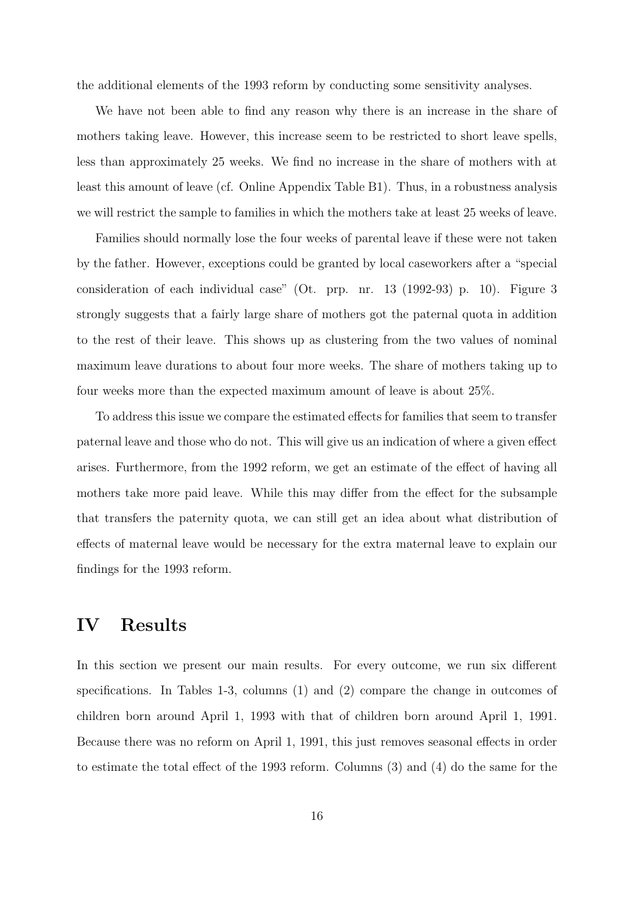the additional elements of the 1993 reform by conducting some sensitivity analyses.

We have not been able to find any reason why there is an increase in the share of mothers taking leave. However, this increase seem to be restricted to short leave spells, less than approximately 25 weeks. We find no increase in the share of mothers with at least this amount of leave (cf. Online Appendix Table B1). Thus, in a robustness analysis we will restrict the sample to families in which the mothers take at least 25 weeks of leave.

Families should normally lose the four weeks of parental leave if these were not taken by the father. However, exceptions could be granted by local caseworkers after a "special consideration of each individual case" (Ot. prp. nr. 13 (1992-93) p. 10). Figure 3 strongly suggests that a fairly large share of mothers got the paternal quota in addition to the rest of their leave. This shows up as clustering from the two values of nominal maximum leave durations to about four more weeks. The share of mothers taking up to four weeks more than the expected maximum amount of leave is about 25%.

To address this issue we compare the estimated effects for families that seem to transfer paternal leave and those who do not. This will give us an indication of where a given effect arises. Furthermore, from the 1992 reform, we get an estimate of the effect of having all mothers take more paid leave. While this may differ from the effect for the subsample that transfers the paternity quota, we can still get an idea about what distribution of effects of maternal leave would be necessary for the extra maternal leave to explain our findings for the 1993 reform.

# IV Results

In this section we present our main results. For every outcome, we run six different specifications. In Tables 1-3, columns (1) and (2) compare the change in outcomes of children born around April 1, 1993 with that of children born around April 1, 1991. Because there was no reform on April 1, 1991, this just removes seasonal effects in order to estimate the total effect of the 1993 reform. Columns (3) and (4) do the same for the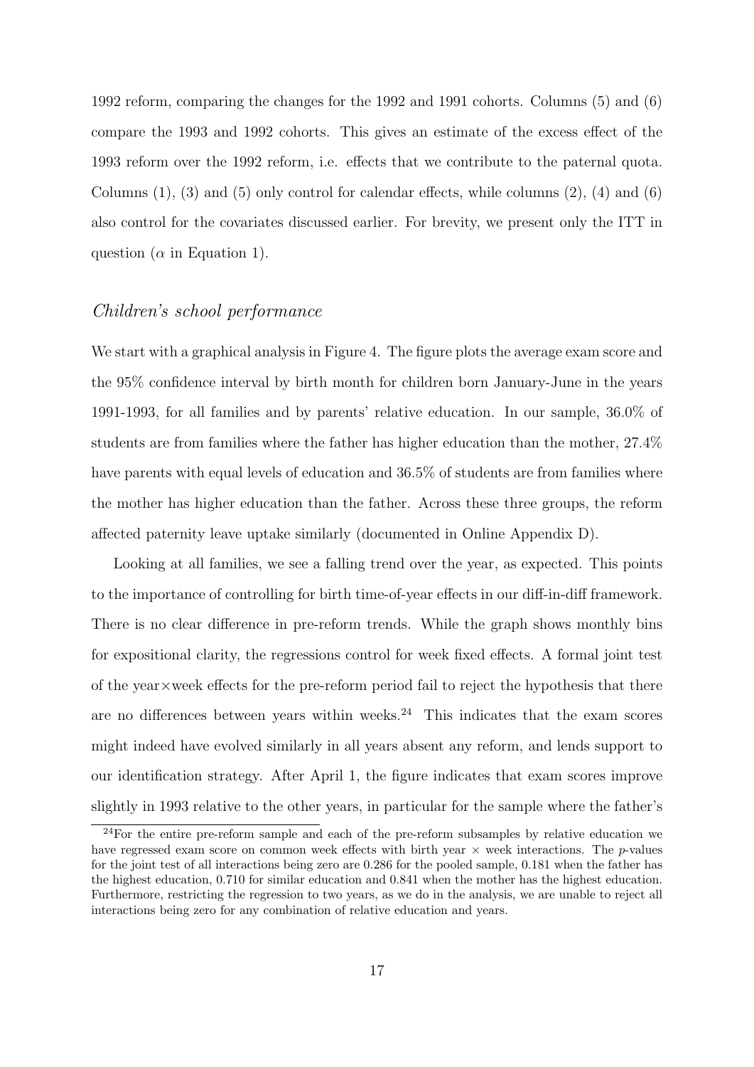1992 reform, comparing the changes for the 1992 and 1991 cohorts. Columns (5) and (6) compare the 1993 and 1992 cohorts. This gives an estimate of the excess effect of the 1993 reform over the 1992 reform, i.e. effects that we contribute to the paternal quota. Columns (1), (3) and (5) only control for calendar effects, while columns (2), (4) and (6) also control for the covariates discussed earlier. For brevity, we present only the ITT in question ($\alpha$ in Equation 1).

### *Children's school performance*

We start with a graphical analysis in Figure 4. The figure plots the average exam score and the 95% confidence interval by birth month for children born January-June in the years 1991-1993, for all families and by parents' relative education. In our sample, 36.0% of students are from families where the father has higher education than the mother, 27.4% have parents with equal levels of education and 36.5% of students are from families where the mother has higher education than the father. Across these three groups, the reform affected paternity leave uptake similarly (documented in Online Appendix D).

Looking at all families, we see a falling trend over the year, as expected. This points to the importance of controlling for birth time-of-year effects in our diff-in-diff framework. There is no clear difference in pre-reform trends. While the graph shows monthly bins for expositional clarity, the regressions control for week fixed effects. A formal joint test of the year×week effects for the pre-reform period fail to reject the hypothesis that there are no differences between years within weeks.[24] This indicates that the exam scores might indeed have evolved similarly in all years absent any reform, and lends support to our identification strategy. After April 1, the figure indicates that exam scores improve slightly in 1993 relative to the other years, in particular for the sample where the father's

[24] For the entire pre-reform sample and each of the pre-reform subsamples by relative education we have regressed exam score on common week effects with birth year × week interactions. The $p$-values for the joint test of all interactions being zero are 0.286 for the pooled sample, 0.181 when the father has the highest education, 0.710 for similar education and 0.841 when the mother has the highest education. Furthermore, restricting the regression to two years, as we do in the analysis, we are unable to reject all interactions being zero for any combination of relative education and years.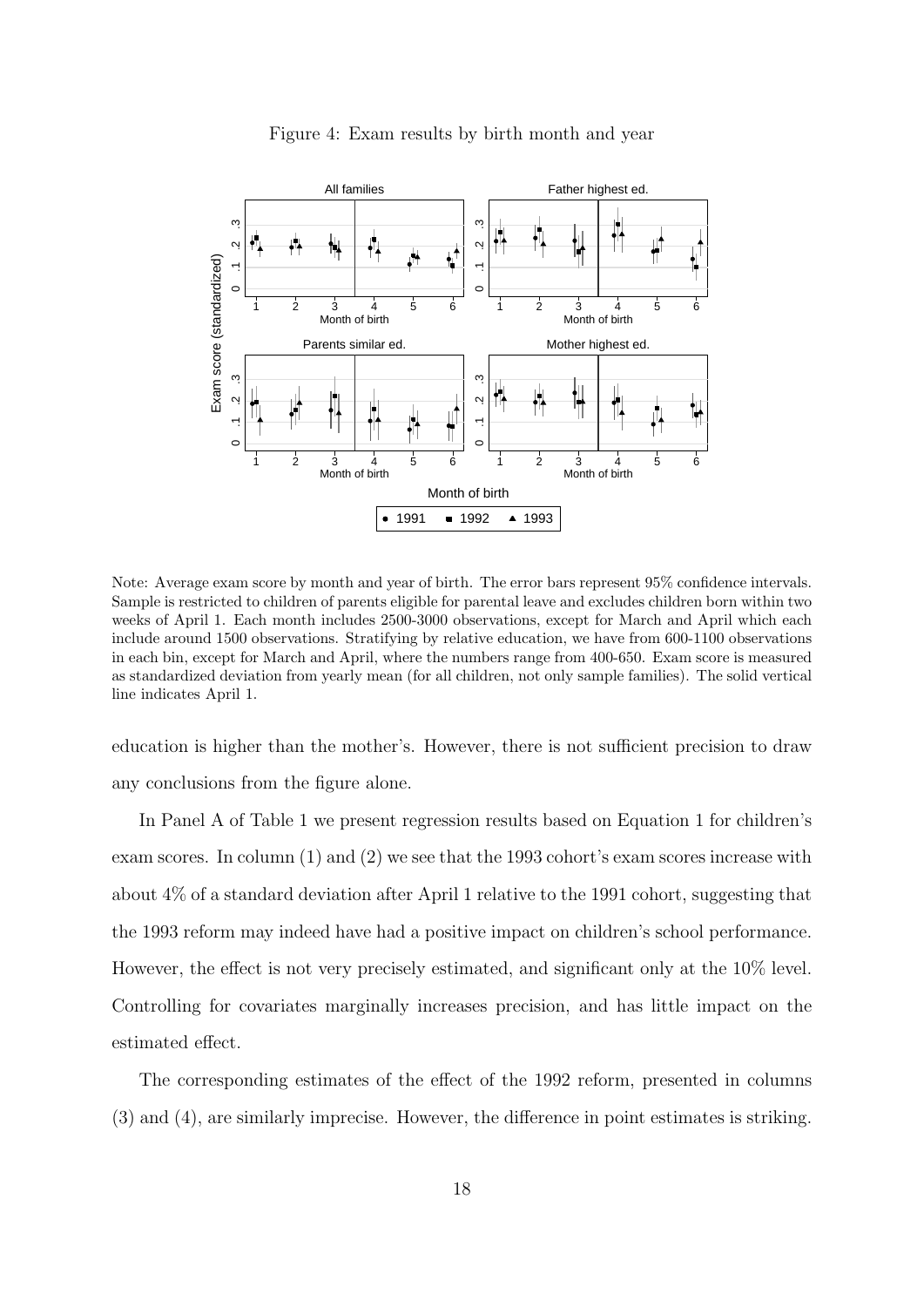Figure 4: Exam results by birth month and year

Note: Average exam score by month and year of birth. The error bars represent 95% confidence intervals. Sample is restricted to children of parents eligible for parental leave and excludes children born within two weeks of April 1. Each month includes 2500-3000 observations, except for March and April which each include around 1500 observations. Stratifying by relative education, we have from 600-1100 observations in each bin, except for March and April, where the numbers range from 400-650. Exam score is measured as standardized deviation from yearly mean (for all children, not only sample families). The solid vertical line indicates April 1.

education is higher than the mother's. However, there is not sufficient precision to draw any conclusions from the figure alone.

In Panel A of Table 1 we present regression results based on Equation 1 for children's exam scores. In column (1) and (2) we see that the 1993 cohort's exam scores increase with about 4% of a standard deviation after April 1 relative to the 1991 cohort, suggesting that the 1993 reform may indeed have had a positive impact on children's school performance. However, the effect is not very precisely estimated, and significant only at the 10% level. Controlling for covariates marginally increases precision, and has little impact on the estimated effect.

The corresponding estimates of the effect of the 1992 reform, presented in columns (3) and (4), are similarly imprecise. However, the difference in point estimates is striking.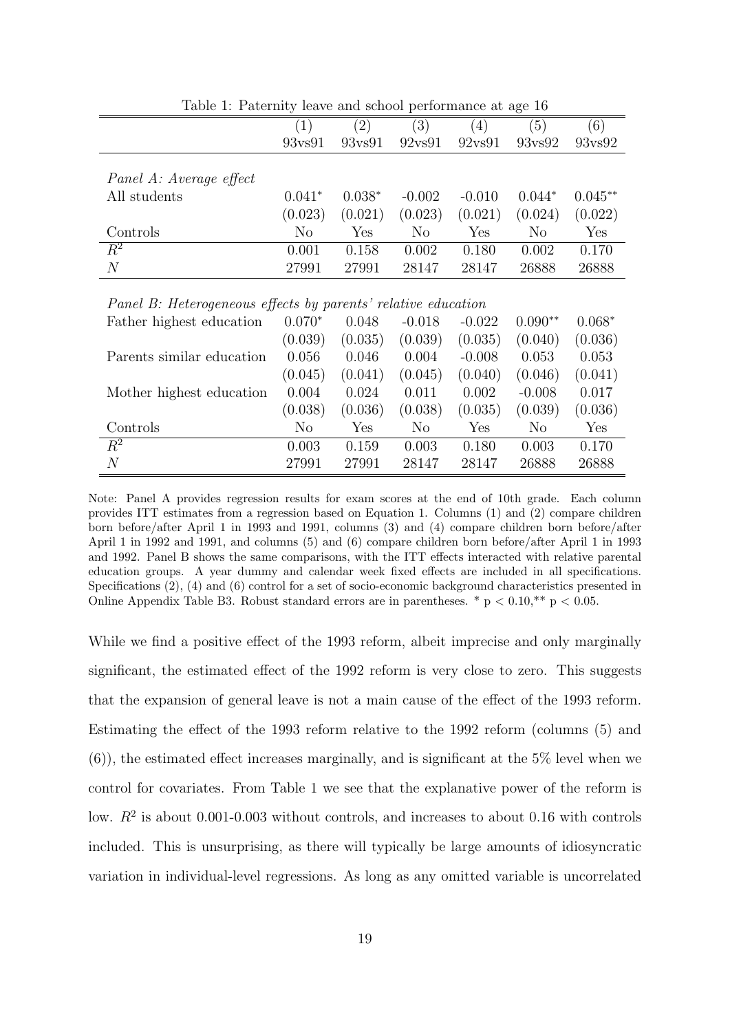Table 1: Paternity leave and school performance at age 16

| | (1) | (2) | (3) | (4) | (5) | (6) |
|---|---|---|---|---|---|---|
| | 93vs91 | 93vs91 | 92vs91 | 92vs91 | 93vs92 | 93vs92 |
| *Panel A: Average effect* | | | | | | |
| All students | $0.041^{*}$ | $0.038^{*}$ | -0.002 | -0.010 | $0.044^{*}$ | $0.045^{**}$ |
| | (0.023) | (0.021) | (0.023) | (0.021) | (0.024) | (0.022) |
| Controls | No | Yes | No | Yes | No | Yes |
| $R^2$ | 0.001 | 0.158 | 0.002 | 0.180 | 0.002 | 0.170 |
| $N$ | 27991 | 27991 | 28147 | 28147 | 26888 | 26888 |
| *Panel B: Heterogeneous effects by parents' relative education* | | | | | | |
| Father highest education | $0.070^{*}$ | 0.048 | -0.018 | -0.022 | $0.090^{**}$ | $0.068^{*}$ |
| | (0.039) | (0.035) | (0.039) | (0.035) | (0.040) | (0.036) |
| Parents similar education | 0.056 | 0.046 | 0.004 | -0.008 | 0.053 | 0.053 |
| | (0.045) | (0.041) | (0.045) | (0.040) | (0.046) | (0.041) |
| Mother highest education | 0.004 | 0.024 | 0.011 | 0.002 | -0.008 | 0.017 |
| | (0.038) | (0.036) | (0.038) | (0.035) | (0.039) | (0.036) |
| Controls | No | Yes | No | Yes | No | Yes |
| $R^2$ | 0.003 | 0.159 | 0.003 | 0.180 | 0.003 | 0.170 |
| $N$ | 27991 | 27991 | 28147 | 28147 | 26888 | 26888 |

Note: Panel A provides regression results for exam scores at the end of 10th grade. Each column provides ITT estimates from a regression based on Equation 1. Columns (1) and (2) compare children born before/after April 1 in 1993 and 1991, columns (3) and (4) compare children born before/after April 1 in 1992 and 1991, and columns (5) and (6) compare children born before/after April 1 in 1993 and 1992. Panel B shows the same comparisons, with the ITT effects interacted with relative parental education groups. A year dummy and calendar week fixed effects are included in all specifications. Specifications (2), (4) and (6) control for a set of socio-economic background characteristics presented in Online Appendix Table B3. Robust standard errors are in parentheses. * $p < 0.10$,** $p < 0.05$.

While we find a positive effect of the 1993 reform, albeit imprecise and only marginally significant, the estimated effect of the 1992 reform is very close to zero. This suggests that the expansion of general leave is not a main cause of the effect of the 1993 reform. Estimating the effect of the 1993 reform relative to the 1992 reform (columns (5) and (6)), the estimated effect increases marginally, and is significant at the 5% level when we control for covariates. From Table 1 we see that the explanative power of the reform is low. $R^2$ is about 0.001-0.003 without controls, and increases to about 0.16 with controls included. This is unsurprising, as there will typically be large amounts of idiosyncratic variation in individual-level regressions. As long as any omitted variable is uncorrelated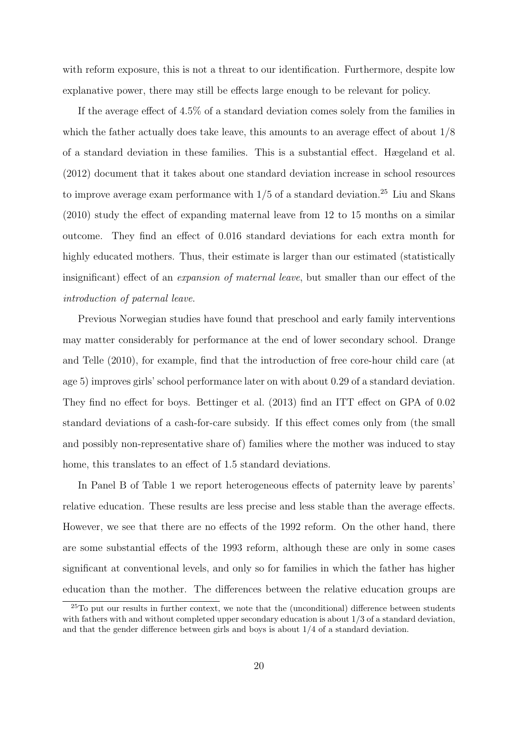with reform exposure, this is not a threat to our identification. Furthermore, despite low explanative power, there may still be effects large enough to be relevant for policy.

If the average effect of 4.5% of a standard deviation comes solely from the families in which the father actually does take leave, this amounts to an average effect of about 1/8 of a standard deviation in these families. This is a substantial effect. Hægeland et al. (2012) document that it takes about one standard deviation increase in school resources to improve average exam performance with 1/5 of a standard deviation.[25] Liu and Skans (2010) study the effect of expanding maternal leave from 12 to 15 months on a similar outcome. They find an effect of 0.016 standard deviations for each extra month for highly educated mothers. Thus, their estimate is larger than our estimated (statistically insignificant) effect of an *expansion of maternal leave*, but smaller than our effect of the *introduction of paternal leave*.

Previous Norwegian studies have found that preschool and early family interventions may matter considerably for performance at the end of lower secondary school. Drange and Telle (2010), for example, find that the introduction of free core-hour child care (at age 5) improves girls' school performance later on with about 0.29 of a standard deviation. They find no effect for boys. Bettinger et al. (2013) find an ITT effect on GPA of 0.02 standard deviations of a cash-for-care subsidy. If this effect comes only from (the small and possibly non-representative share of) families where the mother was induced to stay home, this translates to an effect of 1.5 standard deviations.

In Panel B of Table 1 we report heterogeneous effects of paternity leave by parents' relative education. These results are less precise and less stable than the average effects. However, we see that there are no effects of the 1992 reform. On the other hand, there are some substantial effects of the 1993 reform, although these are only in some cases significant at conventional levels, and only so for families in which the father has higher education than the mother. The differences between the relative education groups are

[25] To put our results in further context, we note that the (unconditional) difference between students with fathers with and without completed upper secondary education is about 1/3 of a standard deviation, and that the gender difference between girls and boys is about 1/4 of a standard deviation.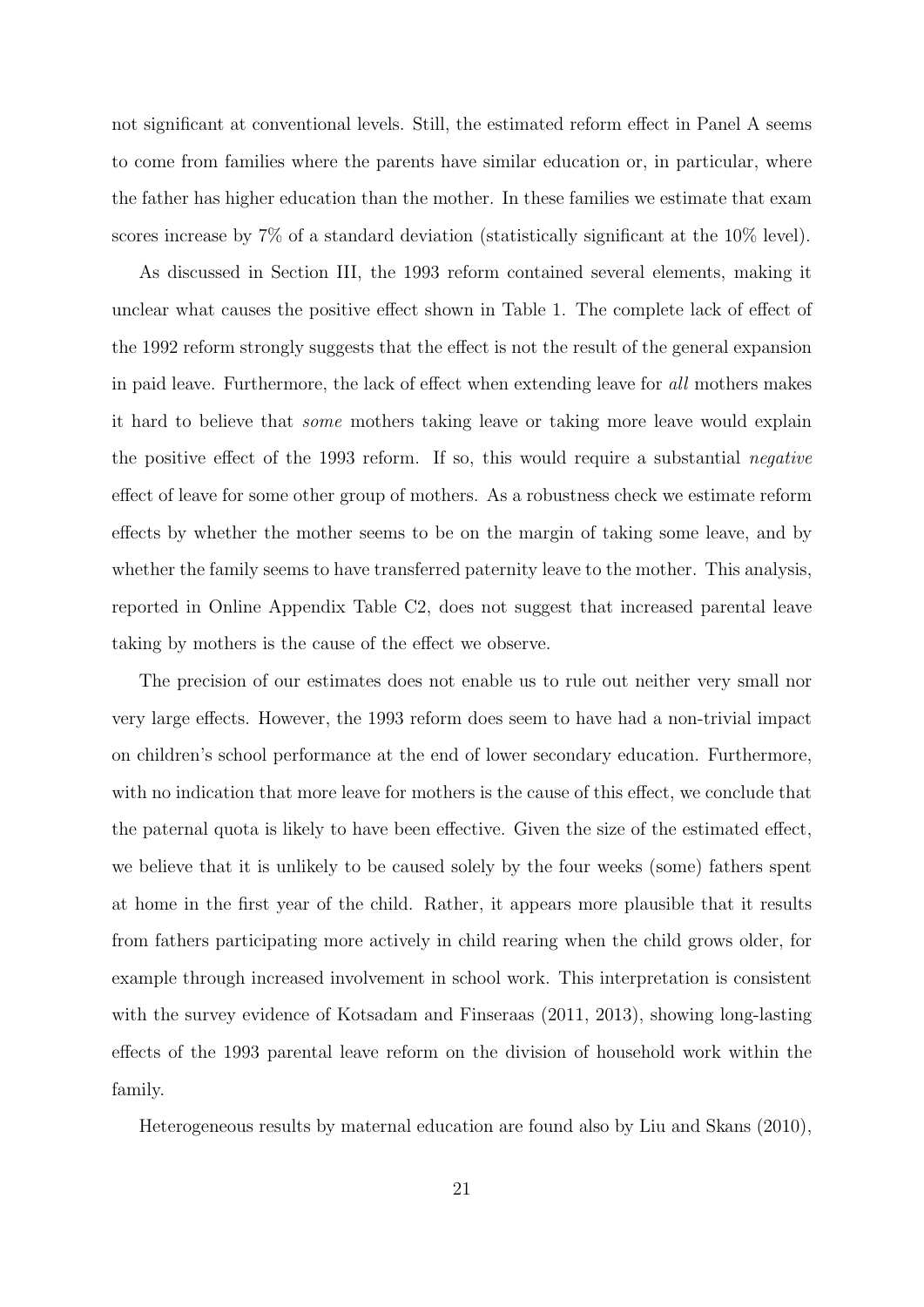not significant at conventional levels. Still, the estimated reform effect in Panel A seems to come from families where the parents have similar education or, in particular, where the father has higher education than the mother. In these families we estimate that exam scores increase by 7% of a standard deviation (statistically significant at the 10% level).

As discussed in Section III, the 1993 reform contained several elements, making it unclear what causes the positive effect shown in Table 1. The complete lack of effect of the 1992 reform strongly suggests that the effect is not the result of the general expansion in paid leave. Furthermore, the lack of effect when extending leave for *all* mothers makes it hard to believe that *some* mothers taking leave or taking more leave would explain the positive effect of the 1993 reform. If so, this would require a substantial *negative* effect of leave for some other group of mothers. As a robustness check we estimate reform effects by whether the mother seems to be on the margin of taking some leave, and by whether the family seems to have transferred paternity leave to the mother. This analysis, reported in Online Appendix Table C2, does not suggest that increased parental leave taking by mothers is the cause of the effect we observe.

The precision of our estimates does not enable us to rule out neither very small nor very large effects. However, the 1993 reform does seem to have had a non-trivial impact on children's school performance at the end of lower secondary education. Furthermore, with no indication that more leave for mothers is the cause of this effect, we conclude that the paternal quota is likely to have been effective. Given the size of the estimated effect, we believe that it is unlikely to be caused solely by the four weeks (some) fathers spent at home in the first year of the child. Rather, it appears more plausible that it results from fathers participating more actively in child rearing when the child grows older, for example through increased involvement in school work. This interpretation is consistent with the survey evidence of Kotsadam and Finseraas (2011, 2013), showing long-lasting effects of the 1993 parental leave reform on the division of household work within the family.

Heterogeneous results by maternal education are found also by Liu and Skans (2010),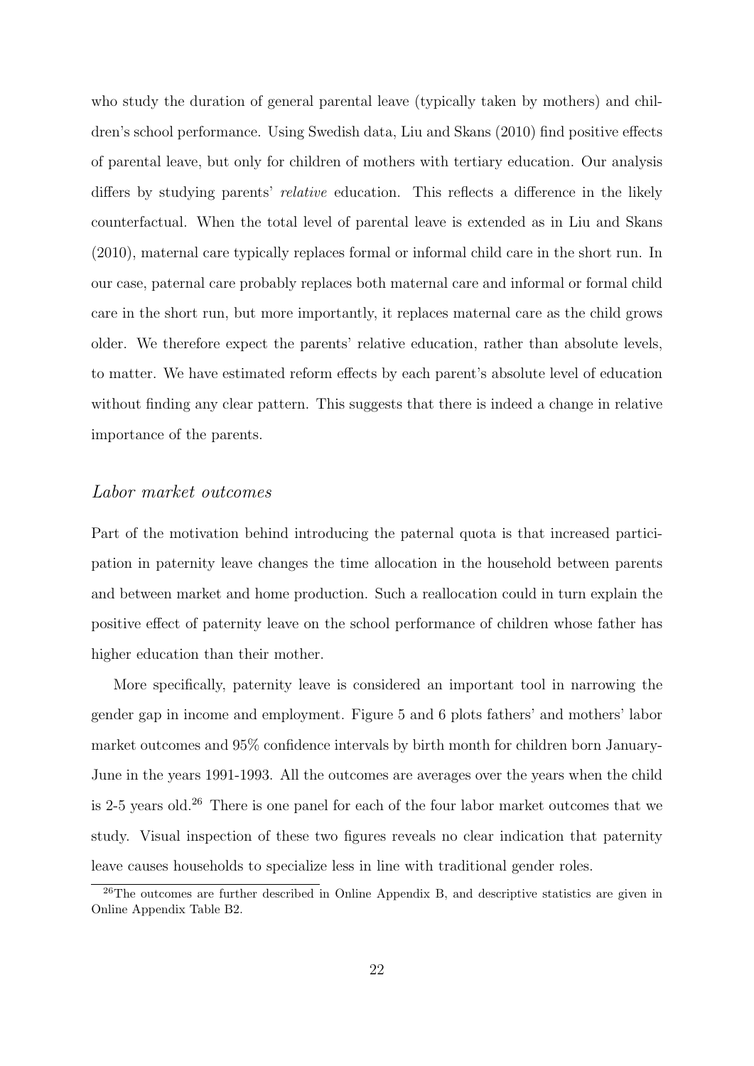who study the duration of general parental leave (typically taken by mothers) and children's school performance. Using Swedish data, Liu and Skans (2010) find positive effects of parental leave, but only for children of mothers with tertiary education. Our analysis differs by studying parents' *relative* education. This reflects a difference in the likely counterfactual. When the total level of parental leave is extended as in Liu and Skans (2010), maternal care typically replaces formal or informal child care in the short run. In our case, paternal care probably replaces both maternal care and informal or formal child care in the short run, but more importantly, it replaces maternal care as the child grows older. We therefore expect the parents' relative education, rather than absolute levels, to matter. We have estimated reform effects by each parent's absolute level of education without finding any clear pattern. This suggests that there is indeed a change in relative importance of the parents.

### *Labor market outcomes*

Part of the motivation behind introducing the paternal quota is that increased participation in paternity leave changes the time allocation in the household between parents and between market and home production. Such a reallocation could in turn explain the positive effect of paternity leave on the school performance of children whose father has higher education than their mother.

More specifically, paternity leave is considered an important tool in narrowing the gender gap in income and employment. Figure 5 and 6 plots fathers' and mothers' labor market outcomes and 95% confidence intervals by birth month for children born January-June in the years 1991-1993. All the outcomes are averages over the years when the child is 2-5 years old.[26] There is one panel for each of the four labor market outcomes that we study. Visual inspection of these two figures reveals no clear indication that paternity leave causes households to specialize less in line with traditional gender roles.

[26] The outcomes are further described in Online Appendix B, and descriptive statistics are given in Online Appendix Table B2.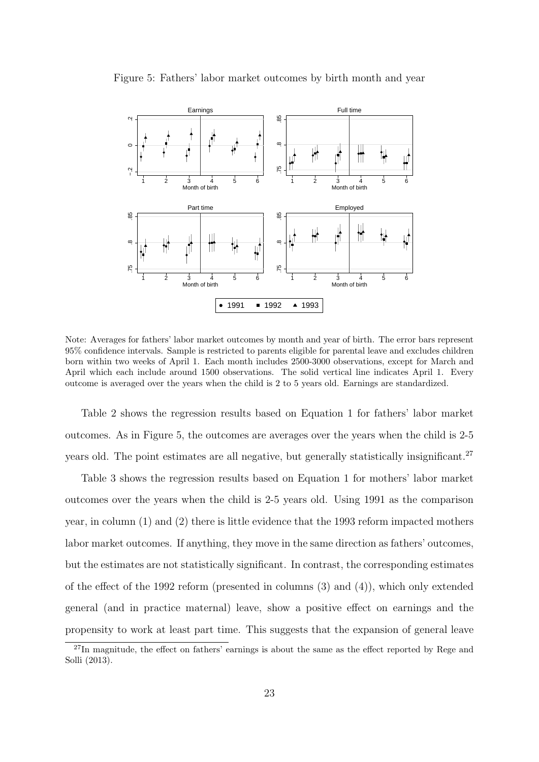Figure 5: Fathers' labor market outcomes by birth month and year

Note: Averages for fathers' labor market outcomes by month and year of birth. The error bars represent 95% confidence intervals. Sample is restricted to parents eligible for parental leave and excludes children born within two weeks of April 1. Each month includes 2500-3000 observations, except for March and April which each include around 1500 observations. The solid vertical line indicates April 1. Every outcome is averaged over the years when the child is 2 to 5 years old. Earnings are standardized.

Table 2 shows the regression results based on Equation 1 for fathers' labor market outcomes. As in Figure 5, the outcomes are averages over the years when the child is 2-5 years old. The point estimates are all negative, but generally statistically insignificant.[27]

Table 3 shows the regression results based on Equation 1 for mothers' labor market outcomes over the years when the child is 2-5 years old. Using 1991 as the comparison year, in column (1) and (2) there is little evidence that the 1993 reform impacted mothers labor market outcomes. If anything, they move in the same direction as fathers' outcomes, but the estimates are not statistically significant. In contrast, the corresponding estimates of the effect of the 1992 reform (presented in columns (3) and (4)), which only extended general (and in practice maternal) leave, show a positive effect on earnings and the propensity to work at least part time. This suggests that the expansion of general leave

[27] In magnitude, the effect on fathers' earnings is about the same as the effect reported by Rege and Solli (2013).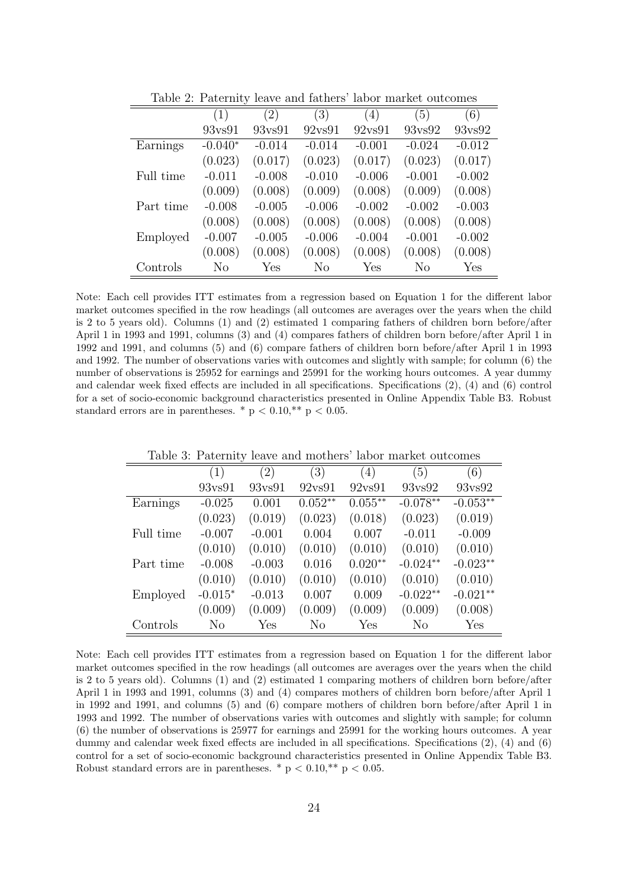Table 2: Paternity leave and fathers' labor market outcomes

| | (1) | (2) | (3) | (4) | (5) | (6) |
|---|---|---|---|---|---|---|
| | 93vs91 | 93vs91 | 92vs91 | 92vs91 | 93vs92 | 93vs92 |
| Earnings | -0.040* | -0.014 | -0.014 | -0.001 | -0.024 | -0.012 |
| | (0.023) | (0.017) | (0.023) | (0.017) | (0.023) | (0.017) |
| Full time | -0.011 | -0.008 | -0.010 | -0.006 | -0.001 | -0.002 |
| | (0.009) | (0.008) | (0.009) | (0.008) | (0.009) | (0.008) |
| Part time | -0.008 | -0.005 | -0.006 | -0.002 | -0.002 | -0.003 |
| | (0.008) | (0.008) | (0.008) | (0.008) | (0.008) | (0.008) |
| Employed | -0.007 | -0.005 | -0.006 | -0.004 | -0.001 | -0.002 |
| | (0.008) | (0.008) | (0.008) | (0.008) | (0.008) | (0.008) |
| Controls | No | Yes | No | Yes | No | Yes |

Note: Each cell provides ITT estimates from a regression based on Equation 1 for the different labor market outcomes specified in the row headings (all outcomes are averages over the years when the child is 2 to 5 years old). Columns (1) and (2) estimated 1 comparing fathers of children born before/after April 1 in 1993 and 1991, columns (3) and (4) compares fathers of children born before/after April 1 in 1992 and 1991, and columns (5) and (6) compare fathers of children born before/after April 1 in 1993 and 1992. The number of observations varies with outcomes and slightly with sample; for column (6) the number of observations is 25952 for earnings and 25991 for the working hours outcomes. A year dummy and calendar week fixed effects are included in all specifications. Specifications (2), (4) and (6) control for a set of socio-economic background characteristics presented in Online Appendix Table B3. Robust standard errors are in parentheses. * $p < 0.10$,** $p < 0.05$.

Table 3: Paternity leave and mothers' labor market outcomes

| | (1) | (2) | (3) | (4) | (5) | (6) |
|---|---|---|---|---|---|---|
| | 93vs91 | 93vs91 | 92vs91 | 92vs91 | 93vs92 | 93vs92 |
| Earnings | -0.025 | 0.001 | 0.052** | 0.055** | -0.078** | -0.053** |
| | (0.023) | (0.019) | (0.023) | (0.018) | (0.023) | (0.019) |
| Full time | -0.007 | -0.001 | 0.004 | 0.007 | -0.011 | -0.009 |
| | (0.010) | (0.010) | (0.010) | (0.010) | (0.010) | (0.010) |
| Part time | -0.008 | -0.003 | 0.016 | 0.020** | -0.024** | -0.023** |
| | (0.010) | (0.010) | (0.010) | (0.010) | (0.010) | (0.010) |
| Employed | -0.015* | -0.013 | 0.007 | 0.009 | -0.022** | -0.021** |
| | (0.009) | (0.009) | (0.009) | (0.009) | (0.009) | (0.008) |
| Controls | No | Yes | No | Yes | No | Yes |

Note: Each cell provides ITT estimates from a regression based on Equation 1 for the different labor market outcomes specified in the row headings (all outcomes are averages over the years when the child is 2 to 5 years old). Columns (1) and (2) estimated 1 comparing mothers of children born before/after April 1 in 1993 and 1991, columns (3) and (4) compares mothers of children born before/after April 1 in 1992 and 1991, and columns (5) and (6) compare mothers of children born before/after April 1 in 1993 and 1992. The number of observations varies with outcomes and slightly with sample; for column (6) the number of observations is 25977 for earnings and 25991 for the working hours outcomes. A year dummy and calendar week fixed effects are included in all specifications. Specifications (2), (4) and (6) control for a set of socio-economic background characteristics presented in Online Appendix Table B3. Robust standard errors are in parentheses. * $p < 0.10$,** $p < 0.05$.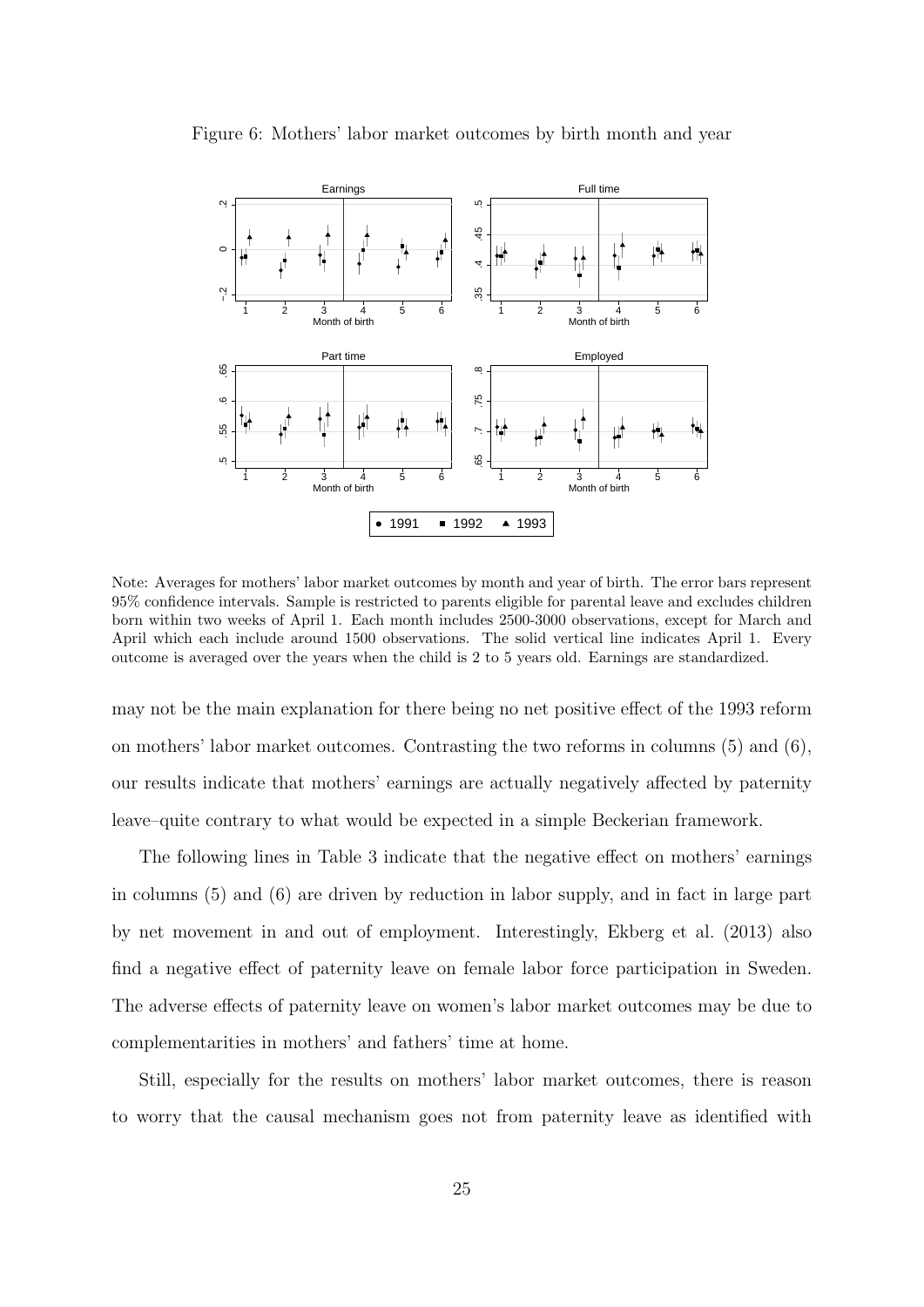Figure 6: Mothers' labor market outcomes by birth month and year

Note: Averages for mothers' labor market outcomes by month and year of birth. The error bars represent 95% confidence intervals. Sample is restricted to parents eligible for parental leave and excludes children born within two weeks of April 1. Each month includes 2500-3000 observations, except for March and April which each include around 1500 observations. The solid vertical line indicates April 1. Every outcome is averaged over the years when the child is 2 to 5 years old. Earnings are standardized.

may not be the main explanation for there being no net positive effect of the 1993 reform on mothers' labor market outcomes. Contrasting the two reforms in columns (5) and (6), our results indicate that mothers' earnings are actually negatively affected by paternity leave–quite contrary to what would be expected in a simple Beckerian framework.

The following lines in Table 3 indicate that the negative effect on mothers' earnings in columns (5) and (6) are driven by reduction in labor supply, and in fact in large part by net movement in and out of employment. Interestingly, Ekberg et al. (2013) also find a negative effect of paternity leave on female labor force participation in Sweden. The adverse effects of paternity leave on women's labor market outcomes may be due to complementarities in mothers' and fathers' time at home.

Still, especially for the results on mothers' labor market outcomes, there is reason to worry that the causal mechanism goes not from paternity leave as identified with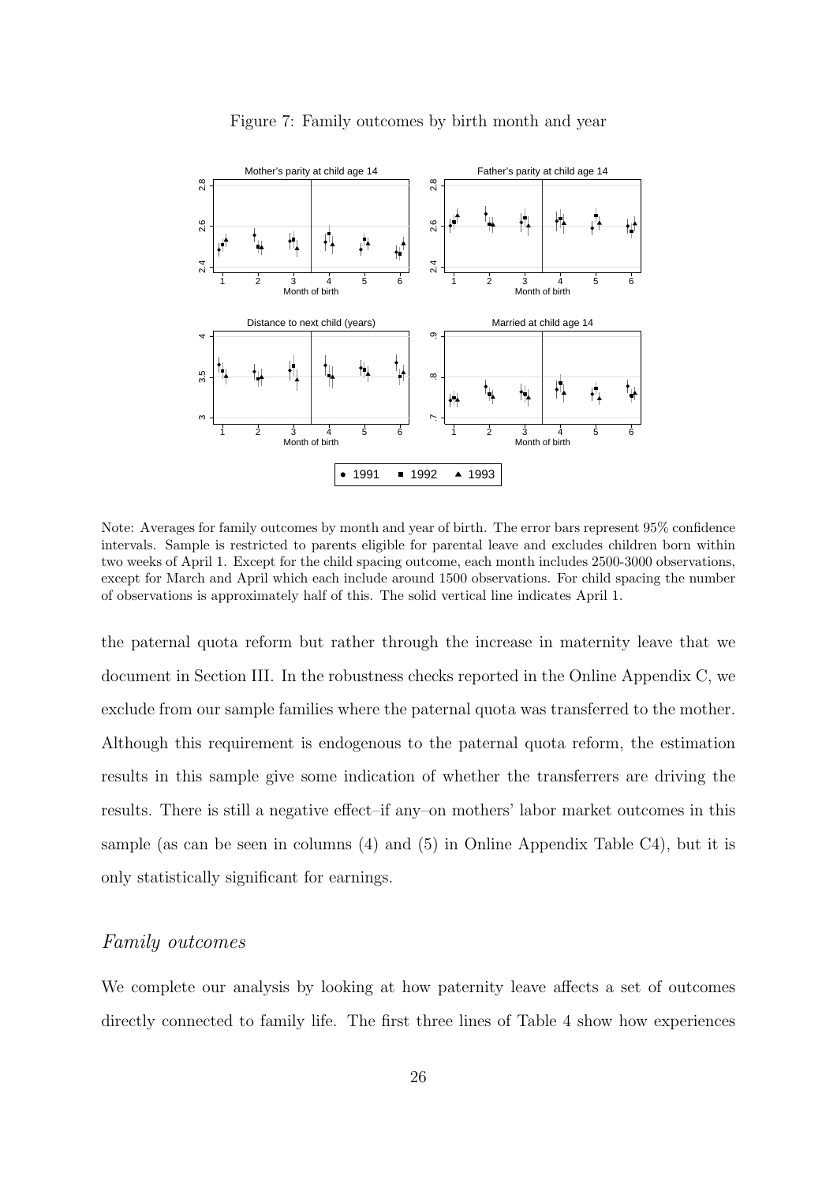Figure 7: Family outcomes by birth month and year

Note: Averages for family outcomes by month and year of birth. The error bars represent 95% confidence intervals. Sample is restricted to parents eligible for parental leave and excludes children born within two weeks of April 1. Except for the child spacing outcome, each month includes 2500-3000 observations, except for March and April which each include around 1500 observations. For child spacing the number of observations is approximately half of this. The solid vertical line indicates April 1.

the paternal quota reform but rather through the increase in maternity leave that we document in Section III. In the robustness checks reported in the Online Appendix C, we exclude from our sample families where the paternal quota was transferred to the mother. Although this requirement is endogenous to the paternal quota reform, the estimation results in this sample give some indication of whether the transferrers are driving the results. There is still a negative effect–if any–on mothers' labor market outcomes in this sample (as can be seen in columns (4) and (5) in Online Appendix Table C4), but it is only statistically significant for earnings.

### *Family outcomes*

We complete our analysis by looking at how paternity leave affects a set of outcomes directly connected to family life. The first three lines of Table 4 show how experiences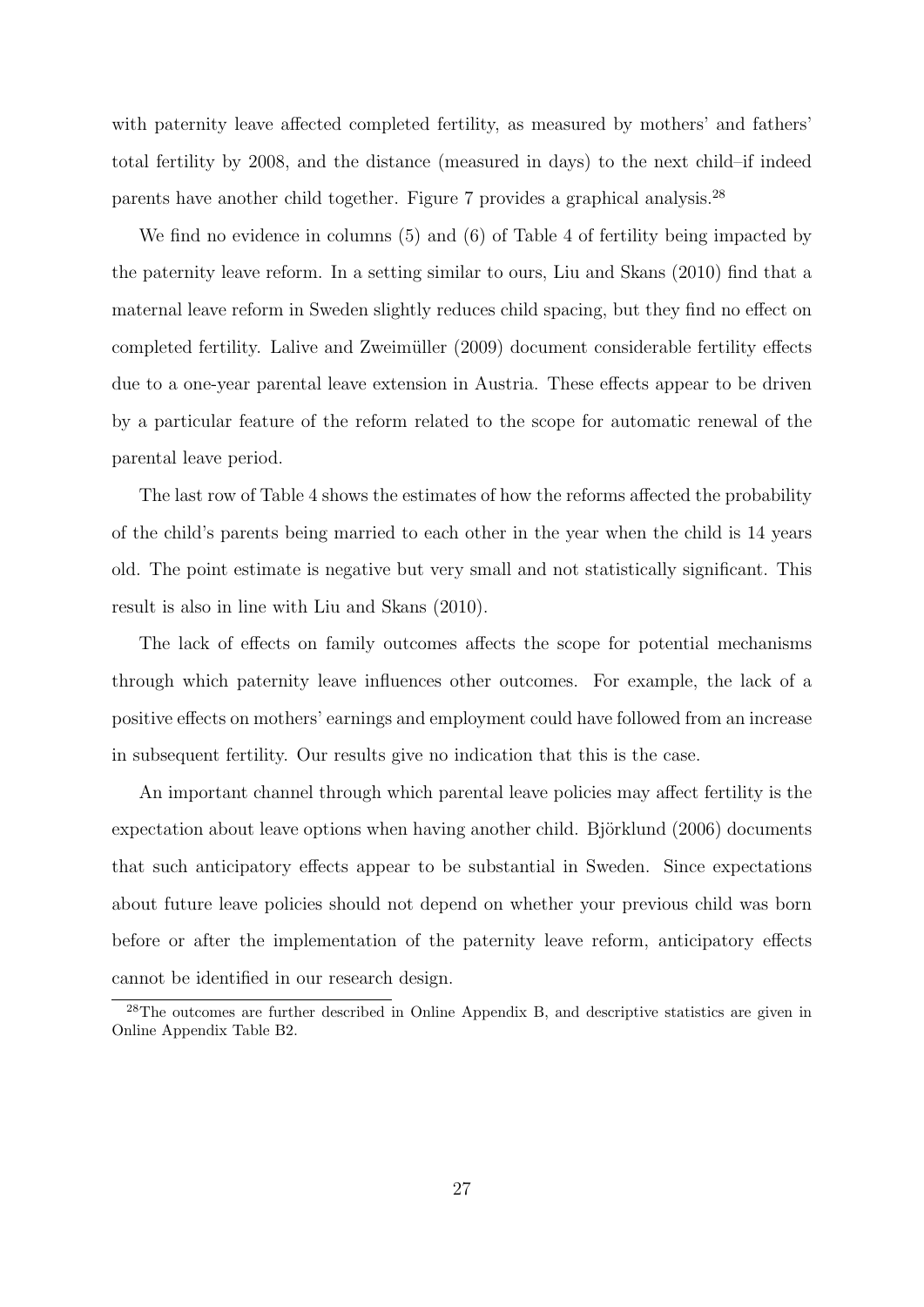with paternity leave affected completed fertility, as measured by mothers' and fathers' total fertility by 2008, and the distance (measured in days) to the next child–if indeed parents have another child together. Figure 7 provides a graphical analysis.[28]

We find no evidence in columns (5) and (6) of Table 4 of fertility being impacted by the paternity leave reform. In a setting similar to ours, Liu and Skans (2010) find that a maternal leave reform in Sweden slightly reduces child spacing, but they find no effect on completed fertility. Lalive and Zweimüller (2009) document considerable fertility effects due to a one-year parental leave extension in Austria. These effects appear to be driven by a particular feature of the reform related to the scope for automatic renewal of the parental leave period.

The last row of Table 4 shows the estimates of how the reforms affected the probability of the child's parents being married to each other in the year when the child is 14 years old. The point estimate is negative but very small and not statistically significant. This result is also in line with Liu and Skans (2010).

The lack of effects on family outcomes affects the scope for potential mechanisms through which paternity leave influences other outcomes. For example, the lack of a positive effects on mothers' earnings and employment could have followed from an increase in subsequent fertility. Our results give no indication that this is the case.

An important channel through which parental leave policies may affect fertility is the expectation about leave options when having another child. Björklund (2006) documents that such anticipatory effects appear to be substantial in Sweden. Since expectations about future leave policies should not depend on whether your previous child was born before or after the implementation of the paternity leave reform, anticipatory effects cannot be identified in our research design.

[28]The outcomes are further described in Online Appendix B, and descriptive statistics are given in Online Appendix Table B2.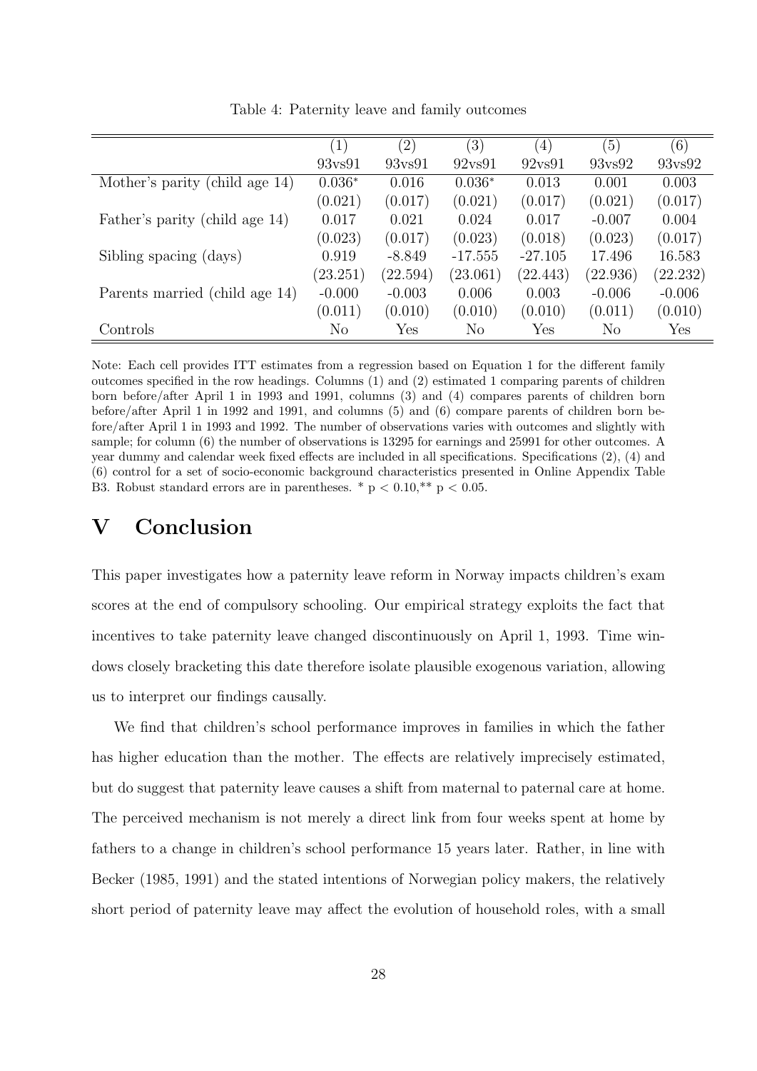Table 4: Paternity leave and family outcomes

| | (1) | (2) | (3) | (4) | (5) | (6) |
|---|---|---|---|---|---|---|
| | 93vs91 | 93vs91 | 92vs91 | 92vs91 | 93vs92 | 93vs92 |
| Mother's parity (child age 14) | 0.036* | 0.016 | 0.036* | 0.013 | 0.001 | 0.003 |
| | (0.021) | (0.017) | (0.021) | (0.017) | (0.021) | (0.017) |
| Father's parity (child age 14) | 0.017 | 0.021 | 0.024 | 0.017 | -0.007 | 0.004 |
| | (0.023) | (0.017) | (0.023) | (0.018) | (0.023) | (0.017) |
| Sibling spacing (days) | 0.919 | -8.849 | -17.555 | -27.105 | 17.496 | 16.583 |
| | (23.251) | (22.594) | (23.061) | (22.443) | (22.936) | (22.232) |
| Parents married (child age 14) | -0.000 | -0.003 | 0.006 | 0.003 | -0.006 | -0.006 |
| | (0.011) | (0.010) | (0.010) | (0.010) | (0.011) | (0.010) |
| Controls | No | Yes | No | Yes | No | Yes |

Note: Each cell provides ITT estimates from a regression based on Equation 1 for the different family outcomes specified in the row headings. Columns (1) and (2) estimated 1 comparing parents of children born before/after April 1 in 1993 and 1991, columns (3) and (4) compares parents of children born before/after April 1 in 1992 and 1991, and columns (5) and (6) compare parents of children born before/after April 1 in 1993 and 1992. The number of observations varies with outcomes and slightly with sample; for column (6) the number of observations is 13295 for earnings and 25991 for other outcomes. A year dummy and calendar week fixed effects are included in all specifications. Specifications (2), (4) and (6) control for a set of socio-economic background characteristics presented in Online Appendix Table B3. Robust standard errors are in parentheses. * $p < 0.10$,** $p < 0.05$.

# V Conclusion

This paper investigates how a paternity leave reform in Norway impacts children's exam scores at the end of compulsory schooling. Our empirical strategy exploits the fact that incentives to take paternity leave changed discontinuously on April 1, 1993. Time windows closely bracketing this date therefore isolate plausible exogenous variation, allowing us to interpret our findings causally.

We find that children's school performance improves in families in which the father has higher education than the mother. The effects are relatively imprecisely estimated, but do suggest that paternity leave causes a shift from maternal to paternal care at home. The perceived mechanism is not merely a direct link from four weeks spent at home by fathers to a change in children's school performance 15 years later. Rather, in line with Becker (1985, 1991) and the stated intentions of Norwegian policy makers, the relatively short period of paternity leave may affect the evolution of household roles, with a small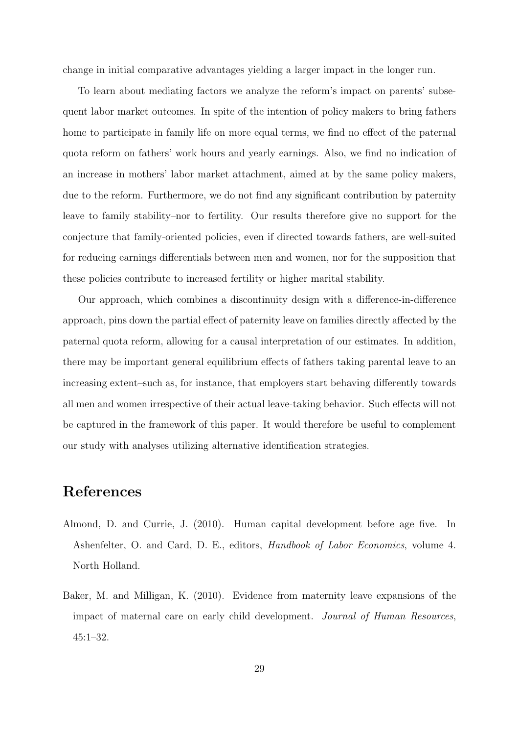change in initial comparative advantages yielding a larger impact in the longer run.

To learn about mediating factors we analyze the reform's impact on parents' subsequent labor market outcomes. In spite of the intention of policy makers to bring fathers home to participate in family life on more equal terms, we find no effect of the paternal quota reform on fathers' work hours and yearly earnings. Also, we find no indication of an increase in mothers' labor market attachment, aimed at by the same policy makers, due to the reform. Furthermore, we do not find any significant contribution by paternity leave to family stability–nor to fertility. Our results therefore give no support for the conjecture that family-oriented policies, even if directed towards fathers, are well-suited for reducing earnings differentials between men and women, nor for the supposition that these policies contribute to increased fertility or higher marital stability.

Our approach, which combines a discontinuity design with a difference-in-difference approach, pins down the partial effect of paternity leave on families directly affected by the paternal quota reform, allowing for a causal interpretation of our estimates. In addition, there may be important general equilibrium effects of fathers taking parental leave to an increasing extent–such as, for instance, that employers start behaving differently towards all men and women irrespective of their actual leave-taking behavior. Such effects will not be captured in the framework of this paper. It would therefore be useful to complement our study with analyses utilizing alternative identification strategies.

# References

Almond, D. and Currie, J. (2010). Human capital development before age five. In Ashenfelter, O. and Card, D. E., editors, *Handbook of Labor Economics*, volume 4. North Holland.

Baker, M. and Milligan, K. (2010). Evidence from maternity leave expansions of the impact of maternal care on early child development. *Journal of Human Resources*, 45:1–32.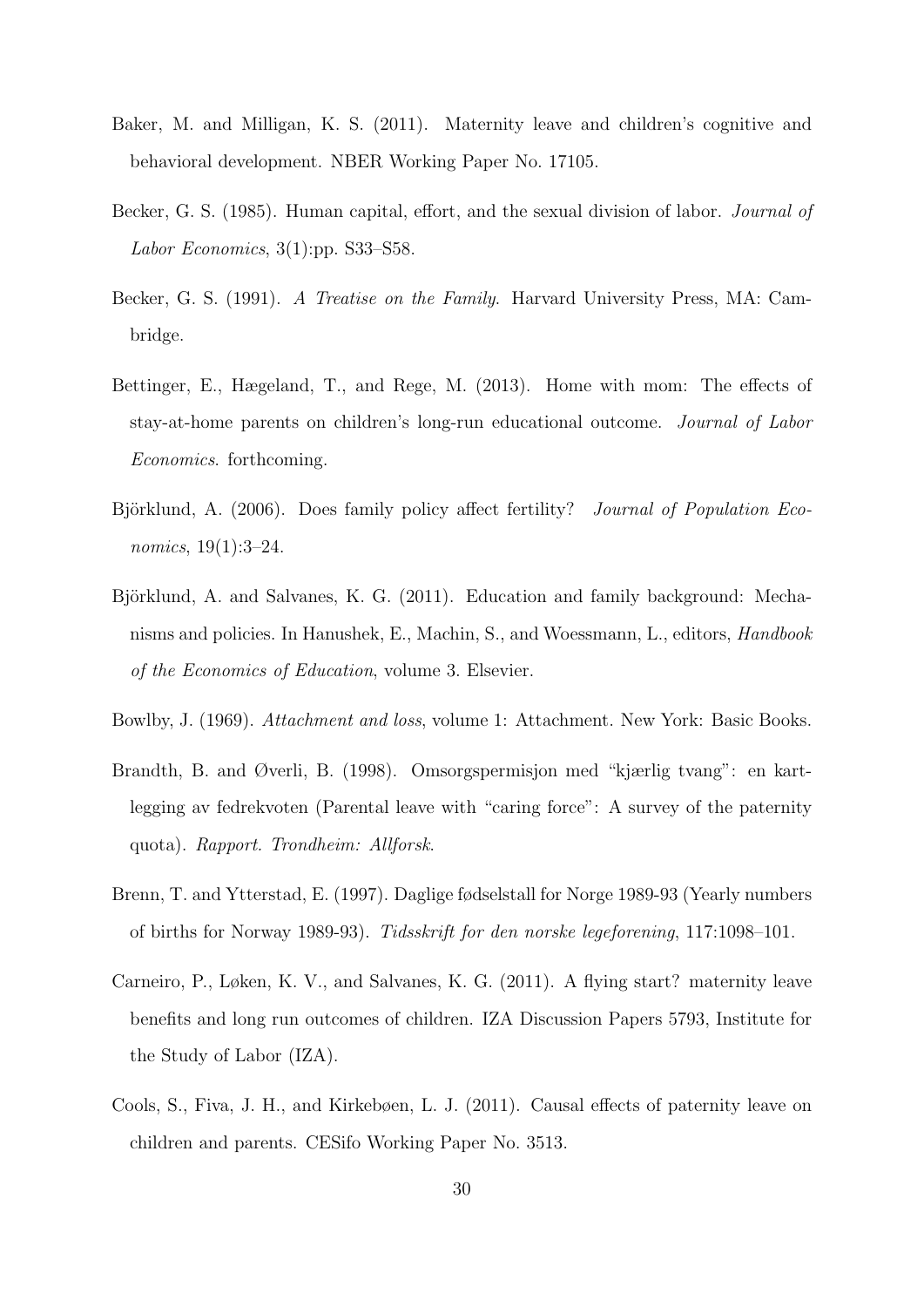Baker, M. and Milligan, K. S. (2011). Maternity leave and children's cognitive and behavioral development. NBER Working Paper No. 17105.

Becker, G. S. (1985). Human capital, effort, and the sexual division of labor. *Journal of Labor Economics*, 3(1):pp. S33–S58.

Becker, G. S. (1991). *A Treatise on the Family*. Harvard University Press, MA: Cambridge.

Bettinger, E., Hægeland, T., and Rege, M. (2013). Home with mom: The effects of stay-at-home parents on children's long-run educational outcome. *Journal of Labor Economics*. forthcoming.

Björklund, A. (2006). Does family policy affect fertility? *Journal of Population Economics*, 19(1):3–24.

Björklund, A. and Salvanes, K. G. (2011). Education and family background: Mechanisms and policies. In Hanushek, E., Machin, S., and Woessmann, L., editors, *Handbook of the Economics of Education*, volume 3. Elsevier.

Bowlby, J. (1969). *Attachment and loss*, volume 1: Attachment. New York: Basic Books.

Brandth, B. and Øverli, B. (1998). Omsorgspermisjon med "kjærlig tvang": en kartlegging av fedrekvoten (Parental leave with "caring force": A survey of the paternity quota). *Rapport. Trondheim: Allforsk*.

Brenn, T. and Ytterstad, E. (1997). Daglige fødselstall for Norge 1989-93 (Yearly numbers of births for Norway 1989-93). *Tidsskrift for den norske legeforening*, 117:1098–101.

Carneiro, P., Løken, K. V., and Salvanes, K. G. (2011). A flying start? maternity leave benefits and long run outcomes of children. IZA Discussion Papers 5793, Institute for the Study of Labor (IZA).

Cools, S., Fiva, J. H., and Kirkebøen, L. J. (2011). Causal effects of paternity leave on children and parents. CESifo Working Paper No. 3513.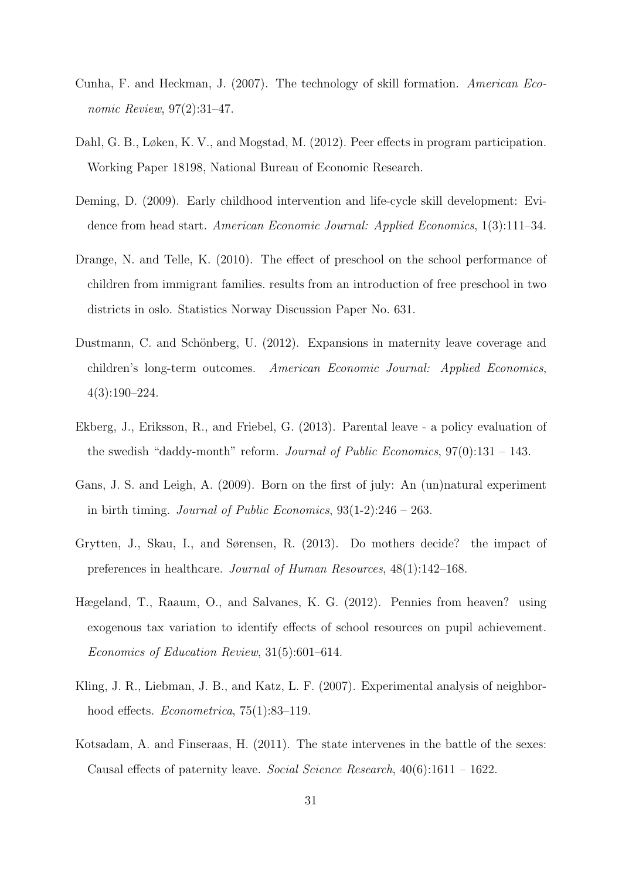Cunha, F. and Heckman, J. (2007). The technology of skill formation. *American Economic Review*, 97(2):31–47.

Dahl, G. B., Løken, K. V., and Mogstad, M. (2012). Peer effects in program participation. Working Paper 18198, National Bureau of Economic Research.

Deming, D. (2009). Early childhood intervention and life-cycle skill development: Evidence from head start. *American Economic Journal: Applied Economics*, 1(3):111–34.

Drange, N. and Telle, K. (2010). The effect of preschool on the school performance of children from immigrant families. results from an introduction of free preschool in two districts in oslo. Statistics Norway Discussion Paper No. 631.

Dustmann, C. and Schönberg, U. (2012). Expansions in maternity leave coverage and children's long-term outcomes. *American Economic Journal: Applied Economics*, 4(3):190–224.

Ekberg, J., Eriksson, R., and Friebel, G. (2013). Parental leave - a policy evaluation of the swedish "daddy-month" reform. *Journal of Public Economics*, 97(0):131 – 143.

Gans, J. S. and Leigh, A. (2009). Born on the first of july: An (un)natural experiment in birth timing. *Journal of Public Economics*, 93(1-2):246 – 263.

Grytten, J., Skau, I., and Sørensen, R. (2013). Do mothers decide? the impact of preferences in healthcare. *Journal of Human Resources*, 48(1):142–168.

Hægeland, T., Raaum, O., and Salvanes, K. G. (2012). Pennies from heaven? using exogenous tax variation to identify effects of school resources on pupil achievement. *Economics of Education Review*, 31(5):601–614.

Kling, J. R., Liebman, J. B., and Katz, L. F. (2007). Experimental analysis of neighborhood effects. *Econometrica*, 75(1):83–119.

Kotsadam, A. and Finseraas, H. (2011). The state intervenes in the battle of the sexes: Causal effects of paternity leave. *Social Science Research*, 40(6):1611 – 1622.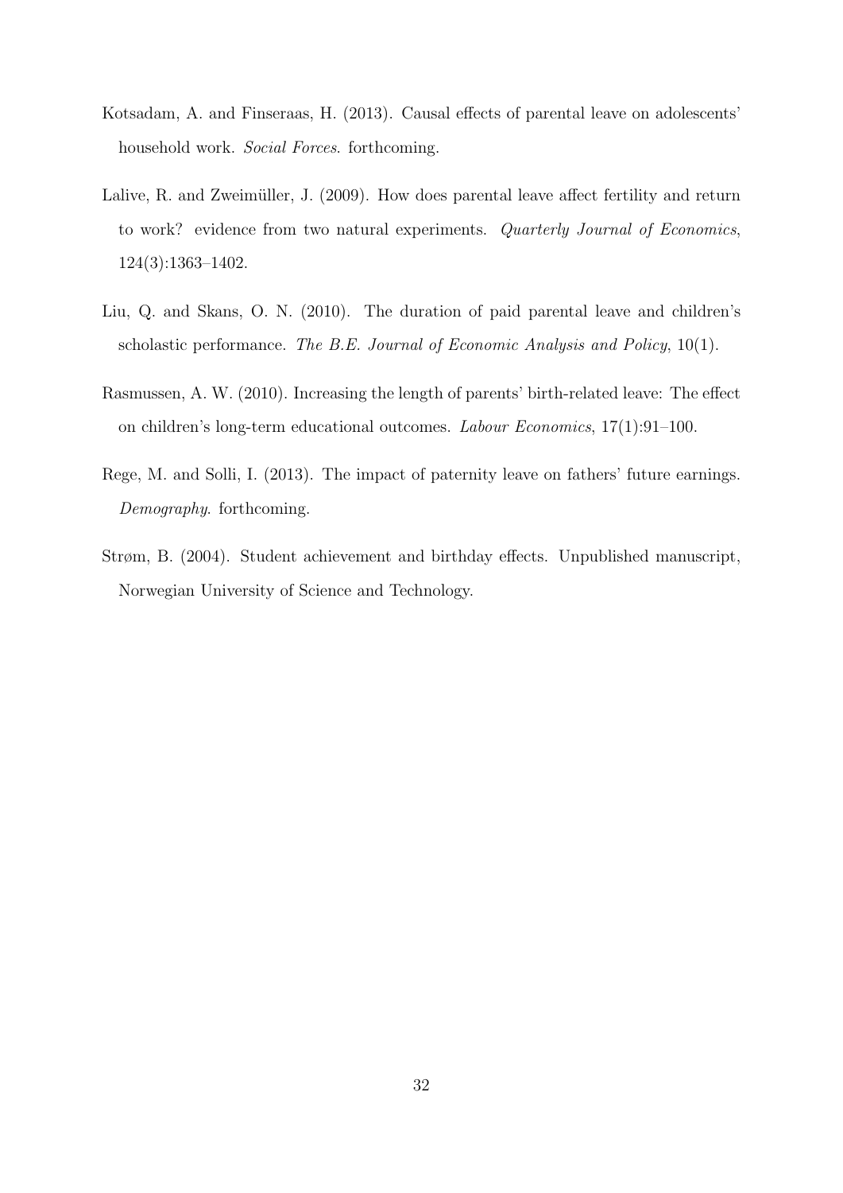Kotsadam, A. and Finseraas, H. (2013). Causal effects of parental leave on adolescents' household work. *Social Forces*. forthcoming.

Lalive, R. and Zweimüller, J. (2009). How does parental leave affect fertility and return to work? evidence from two natural experiments. *Quarterly Journal of Economics*, 124(3):1363–1402.

Liu, Q. and Skans, O. N. (2010). The duration of paid parental leave and children's scholastic performance. *The B.E. Journal of Economic Analysis and Policy*, 10(1).

Rasmussen, A. W. (2010). Increasing the length of parents' birth-related leave: The effect on children's long-term educational outcomes. *Labour Economics*, 17(1):91–100.

Rege, M. and Solli, I. (2013). The impact of paternity leave on fathers' future earnings. *Demography*. forthcoming.

Strøm, B. (2004). Student achievement and birthday effects. Unpublished manuscript, Norwegian University of Science and Technology.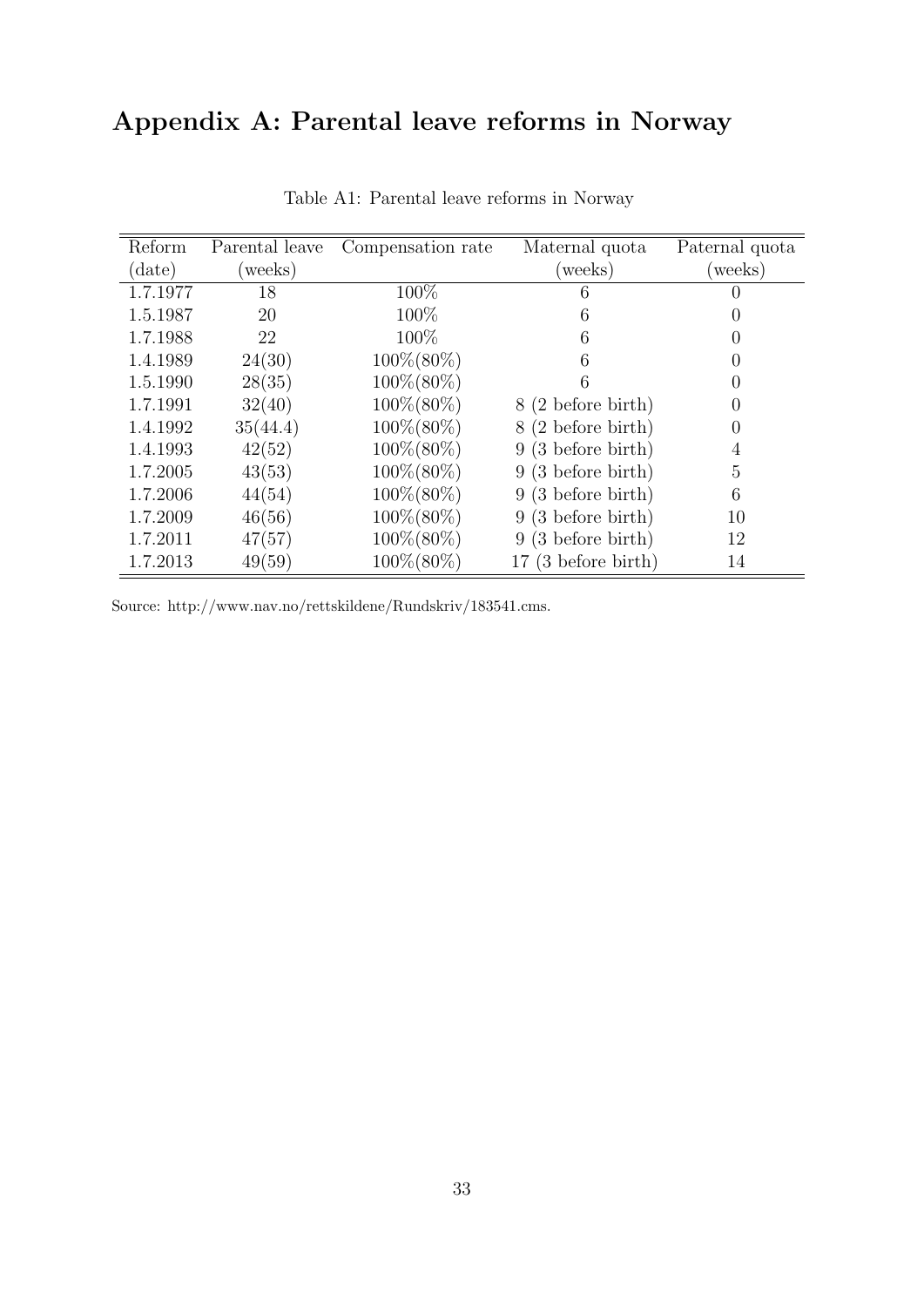# Appendix A: Parental leave reforms in Norway

Table A1: Parental leave reforms in Norway

| Reform (date) | Parental leave (weeks) | Compensation rate | Maternal quota (weeks) | Paternal quota (weeks) |
|---|---|---|---|---|
| 1.7.1977 | 18 | 100% | 6 | 0 |
| 1.5.1987 | 20 | 100% | 6 | 0 |
| 1.7.1988 | 22 | 100% | 6 | 0 |
| 1.4.1989 | 24(30) | 100%(80%) | 6 | 0 |
| 1.5.1990 | 28(35) | 100%(80%) | 6 | 0 |
| 1.7.1991 | 32(40) | 100%(80%) | 8 (2 before birth) | 0 |
| 1.4.1992 | 35(44.4) | 100%(80%) | 8 (2 before birth) | 0 |
| 1.4.1993 | 42(52) | 100%(80%) | 9 (3 before birth) | 4 |
| 1.7.2005 | 43(53) | 100%(80%) | 9 (3 before birth) | 5 |
| 1.7.2006 | 44(54) | 100%(80%) | 9 (3 before birth) | 6 |
| 1.7.2009 | 46(56) | 100%(80%) | 9 (3 before birth) | 10 |
| 1.7.2011 | 47(57) | 100%(80%) | 9 (3 before birth) | 12 |
| 1.7.2013 | 49(59) | 100%(80%) | 17 (3 before birth) | 14 |

Source: http://www.nav.no/rettskildene/Rundskriv/183541.cms.